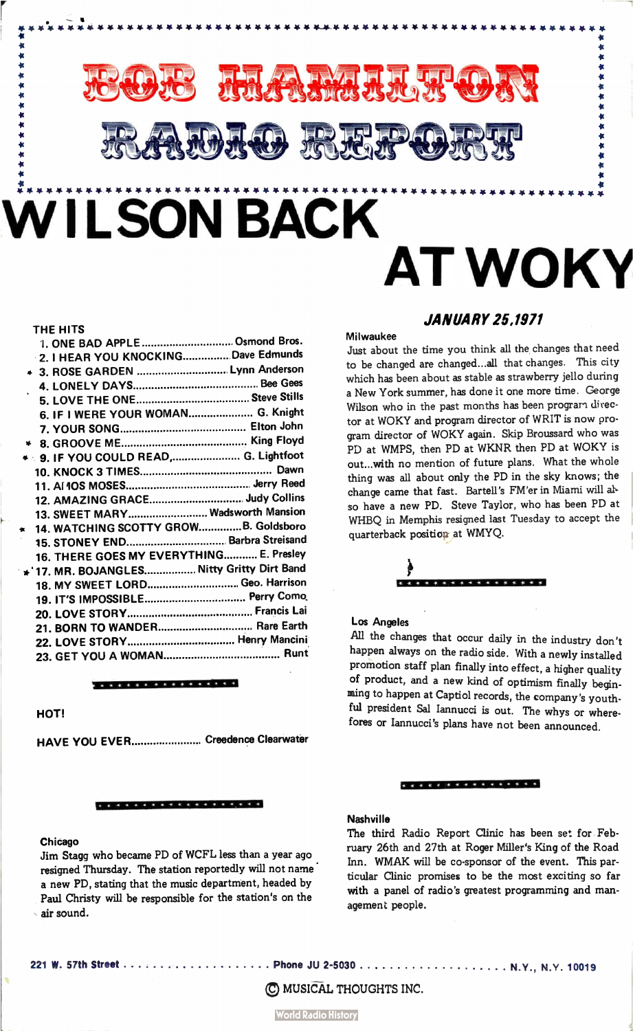# BOB HAMILTON RADIO REPORT

# WILSON BACK AT WOKY

### THE HITS

1. ONE BAD APPLE .......... Osmond Bros.
2. I HEAR YOU KNOCKING .......... Dave Edmunds
3. * ROSE GARDEN .......... Lynn Anderson
4. LONELY DAYS .......... Bee Gees
5. LOVE THE ONE .......... Steve Stills
6. IF I WERE YOUR WOMAN .......... G. Knight
7. YOUR SONG .......... Elton John
8. * GROOVE ME .......... King Floyd
9. * IF YOU COULD READ .......... G. Lightfoot
10. KNOCK 3 TIMES .......... Dawn
11. AMOS MOSES .......... Jerry Reed
12. AMAZING GRACE .......... Judy Collins
13. SWEET MARY .......... Wadsworth Mansion
14. * WATCHING SCOTTY GROW .......... B. Goldsboro
15. STONEY END .......... Barbra Streisand
16. THERE GOES MY EVERYTHING .......... E. Presley
17. * MR. BOJANGLES .......... Nitty Gritty Dirt Band
18. MY SWEET LORD .......... Geo. Harrison
19. IT'S IMPOSSIBLE .......... Perry Como
20. LOVE STORY .......... Francis Lai
21. BORN TO WANDER .......... Rare Earth
22. LOVE STORY .......... Henry Mancini
23. GET YOU A WOMAN .......... Runt

### HOT!

HAVE YOU EVER .......... Creedence Clearwater

**Chicago**

Jim Stagg who became PD of WCFL less than a year ago resigned Thursday. The station reportedly will not name a new PD, stating that the music department, headed by Paul Christy will be responsible for the station's on the air sound.

## *JANUARY 25,1971*

**Milwaukee**

Just about the time you think all the changes that need to be changed are changed...all that changes. This city which has been about as stable as strawberry jello during a New York summer, has done it one more time. George Wilson who in the past months has been program director at WOKY and program director of WRIT is now program director of WOKY again. Skip Broussard who was PD at WMPS, then PD at WKNR then PD at WOKY is out...with no mention of future plans. What the whole thing was all about only the PD in the sky knows; the change came that fast. Bartell's FM'er in Miami will also have a new PD. Steve Taylor, who has been PD at WHBQ in Memphis resigned last Tuesday to accept the quarterback position at WMYQ.

**Los Angeles**

All the changes that occur daily in the industry don't happen always on the radio side. With a newly installed promotion staff plan finally into effect, a higher quality of product, and a new kind of optimism finally beginning to happen at Captiol records, the company's youthful president Sal Iannucci is out. The whys or wherefores or Iannucci's plans have not been announced.

**Nashville**

The third Radio Report Clinic has been set for February 26th and 27th at Roger Miller's King of the Road Inn. WMAK will be co-sponsor of the event. This particular Clinic promises to be the most exciting so far with a panel of radio's greatest programming and management people.

221 W. 57th Street .......... Phone JU 2-5030 .......... N.Y., N.Y. 10019

© MUSICAL THOUGHTS INC.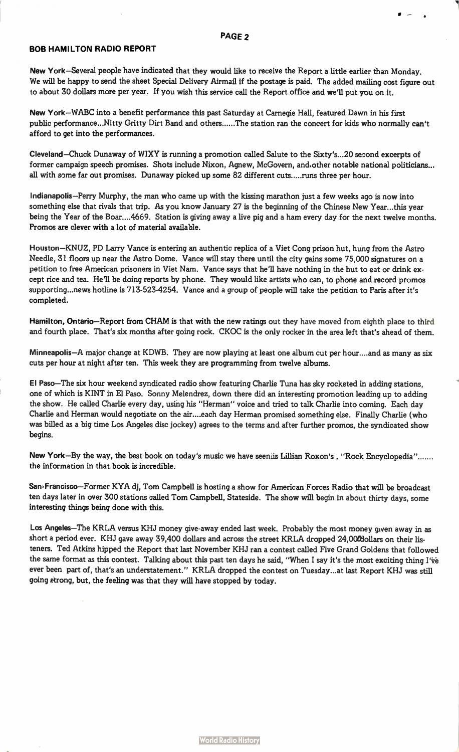## BOB HAMILTON RADIO REPORT

**New York**—Several people have indicated that they would like to receive the Report a little earlier than Monday. We will be happy to send the sheet Special Delivery Airmail if the postage is paid. The added mailing cost figure out to about 30 dollars more per year. If you wish this service call the Report office and we'll put you on it.

**New York**—WABC into a benefit performance this past Saturday at Carnegie Hall, featured Dawn in his first public performance...Nitty Gritty Dirt Band and others......The station ran the concert for kids who normally can't afford to get into the performances.

**Cleveland**—Chuck Dunaway of WIXY is running a promotion called Salute to the Sixty's...20 second excerpts of former campaign speech promises. Shots include Nixon, Agnew, McGovern, and other notable national politicians... all with some far out promises. Dunaway picked up some 82 different cuts.....runs three per hour.

**Indianapolis**—Perry Murphy, the man who came up with the kissing marathon just a few weeks ago is now into something else that rivals that trip. As you know January 27 is the beginning of the Chinese New Year...this year being the Year of the Boar....4669. Station is giving away a live pig and a ham every day for the next twelve months. Promos are clever with a lot of material available.

**Houston**—KNUZ, PD Larry Vance is entering an authentic replica of a Viet Cong prison hut, hung from the Astro Needle, 31 floors up near the Astro Dome. Vance will stay there until the city gains some 75,000 signatures on a petition to free American prisoners in Viet Nam. Vance says that he'll have nothing in the hut to eat or drink except rice and tea. He'll be doing reports by phone. They would like artists who can, to phone and record promos supporting...news hotline is 713-523-4254. Vance and a group of people will take the petition to Paris after it's completed.

**Hamilton, Ontario**—Report from CHAM is that with the new ratings out they have moved from eighth place to third and fourth place. That's six months after going rock. CKOC is the only rocker in the area left that's ahead of them.

**Minneapolis**—A major change at KDWB. They are now playing at least one album cut per hour....and as many as six cuts per hour at night after ten. This week they are programming from twelve albums.

**El Paso**—The six hour weekend syndicated radio show featuring Charlie Tuna has sky rocketed in adding stations, one of which is KINT in El Paso. Sonny Melendrez, down there did an interesting promotion leading up to adding the show. He called Charlie every day, using his "Herman" voice and tried to talk Charlie into coming. Each day Charlie and Herman would negotiate on the air....each day Herman promised something else. Finally Charlie (who was billed as a big time Los Angeles disc jockey) agrees to the terms and after further promos, the syndicated show begins.

**New York**—By the way, the best book on today's music we have seen is Lillian Roxon's , "Rock Encyclopedia"....... the information in that book is incredible.

**San Francisco**—Former KYA dj, Tom Campbell is hosting a show for American Forces Radio that will be broadcast ten days later in over 300 stations called Tom Campbell, Stateside. The show will begin in about thirty days, some interesting things being done with this.

**Los Angeles**—The KRLA versus KHJ money give-away ended last week. Probably the most money given away in as short a period ever. KHJ gave away 39,400 dollars and across the street KRLA dropped 24,000 dollars on their listeners. Ted Atkins hipped the Report that last November KHJ ran a contest called Five Grand Goldens that followed the same format as this contest. Talking about this past ten days he said, "When I say it's the most exciting thing I've ever been part of, that's an understatement." KRLA dropped the contest on Tuesday...at last Report KHJ was still going strong, but, the feeling was that they will have stopped by today.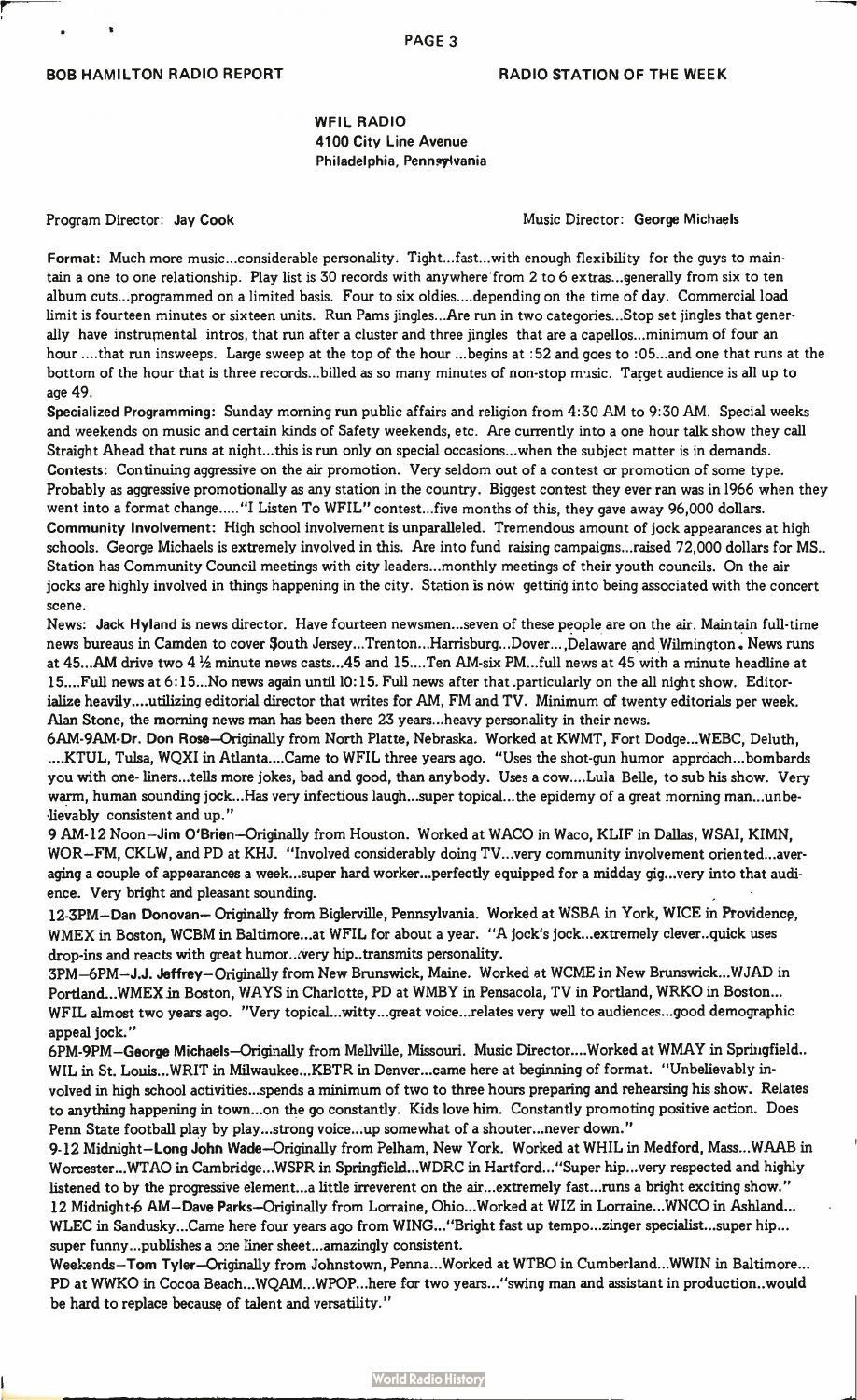BOB HAMILTON RADIO REPORT

RADIO STATION OF THE WEEK

**WFIL RADIO**
**4100 City Line Avenue**
**Philadelphia, Pennsylvania**

Program Director: **Jay Cook**

Music Director: **George Michaels**

**Format:** Much more music...considerable personality. Tight...fast...with enough flexibility for the guys to maintain a one to one relationship. Play list is 30 records with anywhere from 2 to 6 extras...generally from six to ten album cuts...programmed on a limited basis. Four to six oldies....depending on the time of day. Commercial load limit is fourteen minutes or sixteen units. Run Pams jingles...Are run in two categories...Stop set jingles that generally have instrumental intros, that run after a cluster and three jingles that are a capellos...minimum of four an hour ....that run insweeps. Large sweep at the top of the hour ...begins at :52 and goes to :05...and one that runs at the bottom of the hour that is three records...billed as so many minutes of non-stop music. Target audience is all up to age 49.

**Specialized Programming:** Sunday morning run public affairs and religion from 4:30 AM to 9:30 AM. Special weeks and weekends on music and certain kinds of Safety weekends, etc. Are currently into a one hour talk show they call Straight Ahead that runs at night...this is run only on special occasions...when the subject matter is in demands.

**Contests:** Continuing aggressive on the air promotion. Very seldom out of a contest or promotion of some type. Probably as aggressive promotionally as any station in the country. Biggest contest they ever ran was in 1966 when they went into a format change....."I Listen To WFIL" contest...five months of this, they gave away 96,000 dollars.

**Community Involvement:** High school involvement is unparalleled. Tremendous amount of jock appearances at high schools. George Michaels is extremely involved in this. Are into fund raising campaigns...raised 72,000 dollars for MS.. Station has Community Council meetings with city leaders...monthly meetings of their youth councils. On the air jocks are highly involved in things happening in the city. Station is now getting into being associated with the concert scene.

**News:** **Jack Hyland** is news director. Have fourteen newsmen...seven of these people are on the air. Maintain full-time news bureaus in Camden to cover South Jersey...Trenton...Harrisburg...Dover...,Delaware and Wilmington. News runs at 45...AM drive two 4 ½ minute news casts...45 and 15....Ten AM-six PM...full news at 45 with a minute headline at 15....Full news at 6:15...No news again until 10:15. Full news after that particularly on the all night show. Editorialize heavily....utilizing editorial director that writes for AM, FM and TV. Minimum of twenty editorials per week. Alan Stone, the morning news man has been there 23 years...heavy personality in their news.

**6AM-9AM-Dr. Don Rose**—Originally from North Platte, Nebraska. Worked at KWMT, Fort Dodge...WEBC, Deluth, ....KTUL, Tulsa, WQXI in Atlanta....Came to WFIL three years ago. "Uses the shot-gun humor approach...bombards you with one- liners...tells more jokes, bad and good, than anybody. Uses a cow....Lula Belle, to sub his show. Very warm, human sounding jock...Has very infectious laugh...super topical...the epidemy of a great morning man...unbelievably consistent and up."

**9 AM-12 Noon—Jim O'Brien**—Originally from Houston. Worked at WACO in Waco, KLIF in Dallas, WSAI, KIMN, WOR—FM, CKLW, and PD at KHJ. "Involved considerably doing TV...very community involvement oriented...averaging a couple of appearances a week...super hard worker...perfectly equipped for a midday gig...very into that audience. Very bright and pleasant sounding.

**12-3PM—Dan Donovan**— Originally from Biglerville, Pennsylvania. Worked at WSBA in York, WICE in Providence, WMEX in Boston, WCBM in Baltimore...at WFIL for about a year. "A jock's jock...extremely clever..quick uses drop-ins and reacts with great humor..very hip..transmits personality.

**3PM—6PM—J.J. Jeffrey**—Originally from New Brunswick, Maine. Worked at WCME in New Brunswick...WJAD in Portland...WMEX in Boston, WAYS in Charlotte, PD at WMBY in Pensacola, TV in Portland, WRKO in Boston... WFIL almost two years ago. "Very topical...witty...great voice...relates very well to audiences...good demographic appeal jock."

**6PM-9PM—George Michaels**—Originally from Mellville, Missouri. Music Director....Worked at WMAY in Springfield.. WIL in St. Louis...WRIT in Milwaukee...KBTR in Denver...came here at beginning of format. "Unbelievably involved in high school activities...spends a minimum of two to three hours preparing and rehearsing his show. Relates to anything happening in town...on the go constantly. Kids love him. Constantly promoting positive action. Does Penn State football play by play...strong voice...up somewhat of a shouter...never down."

**9-12 Midnight—Long John Wade**—Originally from Pelham, New York. Worked at WHIL in Medford, Mass...WAAB in Worcester...WTAO in Cambridge...WSPR in Springfield...WDRC in Hartford..."Super hip...very respected and highly listened to by the progressive element...a little irreverent on the air...extremely fast...runs a bright exciting show."

**12 Midnight-6 AM—Dave Parks**—Originally from Lorraine, Ohio...Worked at WIZ in Lorraine...WNCO in Ashland... WLEC in Sandusky...Came here four years ago from WING..."Bright fast up tempo...zinger specialist...super hip... super funny...publishes a one liner sheet...amazingly consistent.

**Weekends—Tom Tyler**—Originally from Johnstown, Penna...Worked at WTBO in Cumberland...WWIN in Baltimore... PD at WWKO in Cocoa Beach...WQAM...WPOP...here for two years..."swing man and assistant in production..would be hard to replace because of talent and versatility."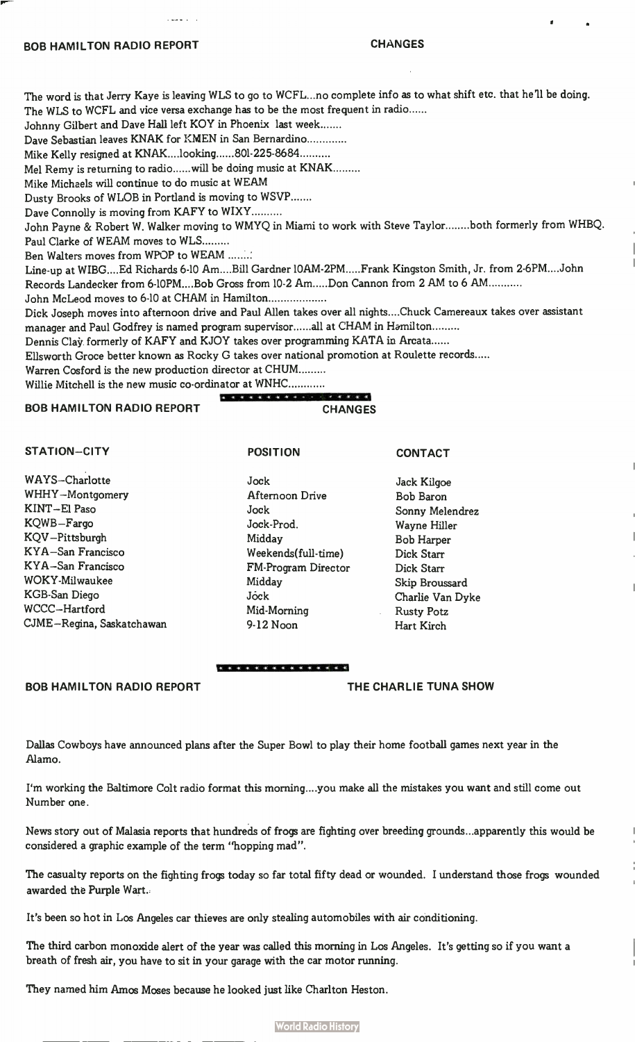## BOB HAMILTON RADIO REPORT — CHANGES

The word is that Jerry Kaye is leaving WLS to go to WCFL...no complete info as to what shift etc. that he'll be doing.
The WLS to WCFL and vice versa exchange has to be the most frequent in radio......
Johnny Gilbert and Dave Hall left KOY in Phoenix last week.......
Dave Sebastian leaves KNAK for KMEN in San Bernardino.............
Mike Kelly resigned at KNAK....looking......801-225-8684..........
Mel Remy is returning to radio......will be doing music at KNAK.........
Mike Michaels will continue to do music at WEAM
Dusty Brooks of WLOB in Portland is moving to WSVP.......
Dave Connolly is moving from KAFY to WIXY..........
John Payne & Robert W. Walker moving to WMYQ in Miami to work with Steve Taylor........both formerly from WHBQ.
Paul Clarke of WEAM moves to WLS.........
Ben Walters moves from WPOP to WEAM .......
Line-up at WIBG....Ed Richards 6-10 Am....Bill Gardner 10AM-2PM.....Frank Kingston Smith, Jr. from 2-6PM....John Records Landecker from 6-10PM....Bob Gross from 10-2 Am.....Don Cannon from 2 AM to 6 AM...........
John McLeod moves to 6-10 at CHAM in Hamilton...................
Dick Joseph moves into afternoon drive and Paul Allen takes over all nights....Chuck Camereaux takes over assistant manager and Paul Godfrey is named program supervisor......all at CHAM in Hamilton.........
Dennis Clay formerly of KAFY and KJOY takes over programming KATA in Arcata......
Ellsworth Groce better known as Rocky G takes over national promotion at Roulette records.....
Warren Cosford is the new production director at CHUM.........
Willie Mitchell is the new music co-ordinator at WNHC............

## BOB HAMILTON RADIO REPORT — CHANGES

| STATION–CITY | POSITION | CONTACT |
| --- | --- | --- |
| WAYS–Charlotte | Jock | Jack Kilgoe |
| WHHY–Montgomery | Afternoon Drive | Bob Baron |
| KINT–El Paso | Jock | Sonny Melendrez |
| KQWB–Fargo | Jock-Prod. | Wayne Hiller |
| KQV–Pittsburgh | Midday | Bob Harper |
| KYA–San Francisco | Weekends(full-time) | Dick Starr |
| KYA–San Francisco | FM-Program Director | Dick Starr |
| WOKY-Milwaukee | Midday | Skip Broussard |
| KGB-San Diego | Jock | Charlie Van Dyke |
| WCCC–Hartford | Mid-Morning | Rusty Potz |
| CJME–Regina, Saskatchawan | 9-12 Noon | Hart Kirch |

## BOB HAMILTON RADIO REPORT — THE CHARLIE TUNA SHOW

Dallas Cowboys have announced plans after the Super Bowl to play their home football games next year in the Alamo.

I'm working the Baltimore Colt radio format this morning....you make all the mistakes you want and still come out Number one.

News story out of Malasia reports that hundreds of frogs are fighting over breeding grounds...apparently this would be considered a graphic example of the term "hopping mad".

The casualty reports on the fighting frogs today so far total fifty dead or wounded. I understand those frogs wounded awarded the Purple Wart.

It's been so hot in Los Angeles car thieves are only stealing automobiles with air conditioning.

The third carbon monoxide alert of the year was called this morning in Los Angeles. It's getting so if you want a breath of fresh air, you have to sit in your garage with the car motor running.

They named him Amos Moses because he looked just like Charlton Heston.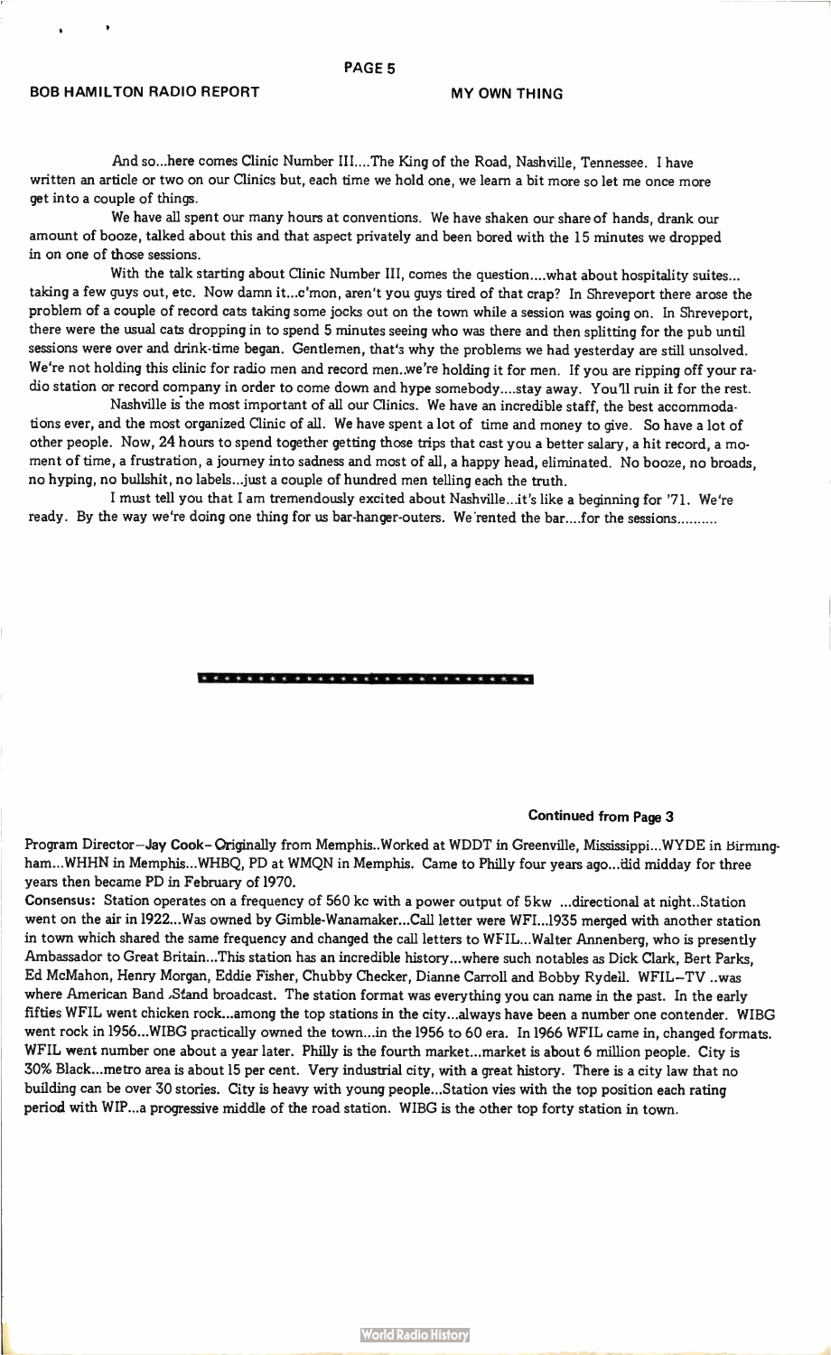## MY OWN THING

And so...here comes Clinic Number III....The King of the Road, Nashville, Tennessee. I have written an article or two on our Clinics but, each time we hold one, we learn a bit more so let me once more get into a couple of things.

We have all spent our many hours at conventions. We have shaken our share of hands, drank our amount of booze, talked about this and that aspect privately and been bored with the 15 minutes we dropped in on one of those sessions.

With the talk starting about Clinic Number III, comes the question....what about hospitality suites... taking a few guys out, etc. Now damn it...c'mon, aren't you guys tired of that crap? In Shreveport there arose the problem of a couple of record cats taking some jocks out on the town while a session was going on. In Shreveport, there were the usual cats dropping in to spend 5 minutes seeing who was there and then splitting for the pub until sessions were over and drink-time began. Gentlemen, that's why the problems we had yesterday are still unsolved. We're not holding this clinic for radio men and record men..we're holding it for men. If you are ripping off your radio station or record company in order to come down and hype somebody....stay away. You'll ruin it for the rest.

Nashville is the most important of all our Clinics. We have an incredible staff, the best accommodations ever, and the most organized Clinic of all. We have spent a lot of time and money to give. So have a lot of other people. Now, 24 hours to spend together getting those trips that cast you a better salary, a hit record, a moment of time, a frustration, a journey into sadness and most of all, a happy head, eliminated. No booze, no broads, no hyping, no bullshit, no labels...just a couple of hundred men telling each the truth.

I must tell you that I am tremendously excited about Nashville...it's like a beginning for '71. We're ready. By the way we're doing one thing for us bar-hanger-outers. We rented the bar....for the sessions..........

* * * * * * * * * * * * * * * * * * * * * * * * * * * * *

**Continued from Page 3**

**Program Director**–**Jay Cook**–Originally from Memphis..Worked at WDDT in Greenville, Mississippi...WYDE in Birmingham...WHHN in Memphis...WHBQ, PD at WMQN in Memphis. Came to Philly four years ago...did midday for three years then became PD in February of 1970.

**Consensus:** Station operates on a frequency of 560 kc with a power output of 5kw ...directional at night..Station went on the air in 1922...Was owned by Gimble-Wanamaker...Call letter were WFI...1935 merged with another station in town which shared the same frequency and changed the call letters to WFIL...Walter Annenberg, who is presently Ambassador to Great Britain...This station has an incredible history...where such notables as Dick Clark, Bert Parks, Ed McMahon, Henry Morgan, Eddie Fisher, Chubby Checker, Dianne Carroll and Bobby Rydell. WFIL–TV ..was where American Band Stand broadcast. The station format was everything you can name in the past. In the early fifties WFIL went chicken rock...among the top stations in the city...always have been a number one contender. WIBG went rock in 1956...WIBG practically owned the town...in the 1956 to 60 era. In 1966 WFIL came in, changed formats. WFIL went number one about a year later. Philly is the fourth market...market is about 6 million people. City is 30% Black...metro area is about 15 per cent. Very industrial city, with a great history. There is a city law that no building can be over 30 stories. City is heavy with young people...Station vies with the top position each rating period with WIP...a progressive middle of the road station. WIBG is the other top forty station in town.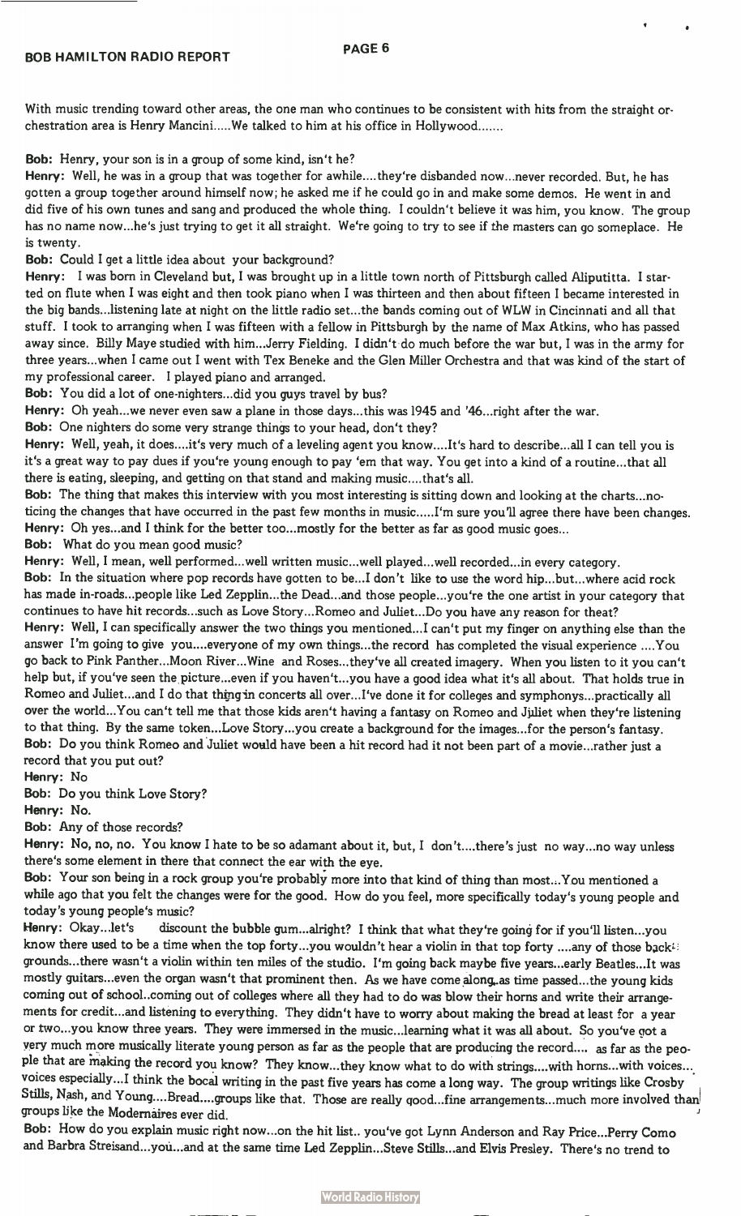With music trending toward other areas, the one man who continues to be consistent with hits from the straight orchestration area is Henry Mancini.....We talked to him at his office in Hollywood.......

**Bob:** Henry, your son is in a group of some kind, isn't he?

**Henry:** Well, he was in a group that was together for awhile....they're disbanded now...never recorded. But, he has gotten a group together around himself now; he asked me if he could go in and make some demos. He went in and did five of his own tunes and sang and produced the whole thing. I couldn't believe it was him, you know. The group has no name now...he's just trying to get it all straight. We're going to try to see if the masters can go someplace. He is twenty.

**Bob:** Could I get a little idea about your background?

**Henry:** I was born in Cleveland but, I was brought up in a little town north of Pittsburgh called Aliputitta. I started on flute when I was eight and then took piano when I was thirteen and then about fifteen I became interested in the big bands...listening late at night on the little radio set...the bands coming out of WLW in Cincinnati and all that stuff. I took to arranging when I was fifteen with a fellow in Pittsburgh by the name of Max Atkins, who has passed away since. Billy Maye studied with him...Jerry Fielding. I didn't do much before the war but, I was in the army for three years...when I came out I went with Tex Beneke and the Glen Miller Orchestra and that was kind of the start of my professional career. I played piano and arranged.

**Bob:** You did a lot of one-nighters...did you guys travel by bus?

**Henry:** Oh yeah...we never even saw a plane in those days...this was 1945 and '46...right after the war.

**Bob:** One nighters do some very strange things to your head, don't they?

**Henry:** Well, yeah, it does....it's very much of a leveling agent you know....It's hard to describe...all I can tell you is it's a great way to pay dues if you're young enough to pay 'em that way. You get into a kind of a routine...that all there is eating, sleeping, and getting on that stand and making music....that's all.

**Bob:** The thing that makes this interview with you most interesting is sitting down and looking at the charts...noticing the changes that have occurred in the past few months in music.....I'm sure you'll agree there have been changes.

**Henry:** Oh yes...and I think for the better too...mostly for the better as far as good music goes...

**Bob:** What do you mean good music?

**Henry:** Well, I mean, well performed...well written music...well played...well recorded...in every category.

**Bob:** In the situation where pop records have gotten to be...I don't like to use the word hip...but...where acid rock has made in-roads...people like Led Zepplin...the Dead...and those people...you're the one artist in your category that continues to have hit records...such as Love Story...Romeo and Juliet...Do you have any reason for theat?

**Henry:** Well, I can specifically answer the two things you mentioned...I can't put my finger on anything else than the answer I'm going to give you....everyone of my own things...the record has completed the visual experience ....You go back to Pink Panther...Moon River...Wine and Roses...they've all created imagery. When you listen to it you can't help but, if you've seen the picture...even if you haven't...you have a good idea what it's all about. That holds true in Romeo and Juliet...and I do that thing in concerts all over...I've done it for colleges and symphonys...practically all over the world...You can't tell me that those kids aren't having a fantasy on Romeo and Juliet when they're listening to that thing. By the same token...Love Story...you create a background for the images...for the person's fantasy.

**Bob:** Do you think Romeo and Juliet would have been a hit record had it not been part of a movie...rather just a record that you put out?

**Henry:** No

**Bob:** Do you think Love Story?

**Henry:** No.

**Bob:** Any of those records?

**Henry:** No, no, no. You know I hate to be so adamant about it, but, I don't....there's just no way...no way unless there's some element in there that connect the ear with the eye.

**Bob:** Your son being in a rock group you're probably more into that kind of thing than most...You mentioned a while ago that you felt the changes were for the good. How do you feel, more specifically today's young people and today's young people's music?

**Henry:** Okay...let's discount the bubble gum...alright? I think that what they're going for if you'll listen...you know there used to be a time when the top forty...you wouldn't hear a violin in that top forty ....any of those backgrounds...there wasn't a violin within ten miles of the studio. I'm going back maybe five years...early Beatles...It was mostly guitars...even the organ wasn't that prominent then. As we have come along..as time passed...the young kids coming out of school..coming out of colleges where all they had to do was blow their horns and write their arrangements for credit...and listening to everything. They didn't have to worry about making the bread at least for a year or two...you know three years. They were immersed in the music...learning what it was all about. So you've got a very much more musically literate young person as far as the people that are producing the record.... as far as the people that are making the record you know? They know...they know what to do with strings....with horns...with voices... voices especially...I think the bocal writing in the past five years has come a long way. The group writings like Crosby Stills, Nash, and Young....Bread....groups like that. Those are really good...fine arrangements...much more involved than groups like the Modernaires ever did.

**Bob:** How do you explain music right now...on the hit list.. you've got Lynn Anderson and Ray Price...Perry Como and Barbra Streisand...you...and at the same time Led Zepplin...Steve Stills...and Elvis Presley. There's no trend to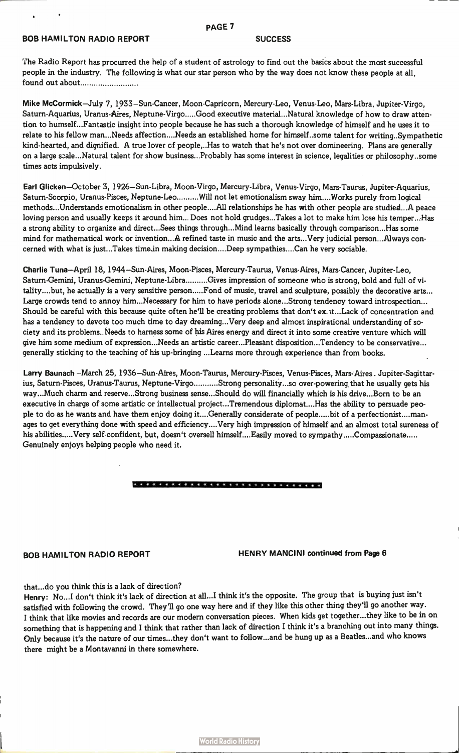## SUCCESS

The Radio Report has procured the help of a student of astrology to find out the basics about the most successful people in the industry. The following is what our star person who by the way does not know these people at all, found out about..........................

**Mike McCormick**—July 7, 1933—Sun-Cancer, Moon-Capricorn, Mercury-Leo, Venus-Leo, Mars-Libra, Jupiter-Virgo, Saturn-Aquarius, Uranus-Aires, Neptune-Virgo.....Good executive material...Natural knowledge of how to draw attention to humself...Fantastic insight into people because he has such a thorough knowledge of himself and he uses it to relate to his fellow man...Needs affection....Needs an established home for himself..some talent for writing..Sympathetic kind-hearted, and dignified. A true lover of people,..Has to watch that he's not over domineering. Plans are generally on a large scale...Natural talent for show business...Probably has some interest in science, legalities or philosophy..some times acts impulsively.

**Earl Glicken**—October 3, 1926—Sun-Libra, Moon-Virgo, Mercury-Libra, Venus-Virgo, Mars-Taurus, Jupiter-Aquarius, Saturn-Scorpio, Uranus-Pisces, Neptune-Leo..........Will not let emotionalism sway him....Works purely from logical methods...Understands emotionalism in other people....All relationships he has with other people are studied...A peace loving person and usually keeps it around him... Does not hold grudges...Takes a lot to make him lose his temper...Has a strong ability to organize and direct...Sees things through...Mind learns basically through comparison...Has some mind for mathematical work or invention...A refined taste in music and the arts...Very judicial person...Always concerned with what is just...Takes time in making decision....Deep sympathies....Can he very sociable.

**Charlie Tuna**—April 18, 1944—Sun-Aires, Moon-Pisces, Mercury-Taurus, Venus-Aires, Mars-Cancer, Jupiter-Leo, Saturn-Gemini, Uranus-Gemini, Neptune-Libra..........Gives impression of someone who is strong, bold and full of vitality....but, he actually is a very sensitive person.....Fond of music, travel and sculpture, possibly the decorative arts... Large crowds tend to annoy him...Necessary for him to have periods alone...Strong tendency toward introspection... Should be careful with this because quite often he'll be creating problems that don't ex.st...Lack of concentration and has a tendency to devote too much time to day dreaming...Very deep and almost inspirational understanding of society and its problems..Needs to harness some of his Aires energy and direct it into some creative venture which will give him some medium of expression...Needs an artistic career...Pleasant disposition...Tendency to be conservative... generally sticking to the teaching of his up-bringing ...Learns more through experience than from books.

**Larry Baunach** –March 25, 1936—Sun-Aires, Moon-Taurus, Mercury-Pisces, Venus-Pisces, Mars-Aires . Jupiter-Sagittarius, Saturn-Pisces, Uranus-Taurus, Neptune-Virgo...........Strong personality...so over-powering that he usually gets his way...Much charm and reserve...Strong business sense...Should do will financially which is his drive...Born to be an executive in charge of some artistic or intellectual project...Tremendous diplomat....Has the ability to persuade people to do as he wants and have them enjoy doing it....Generally considerate of people.....bit of a perfectionist....manages to get everything done with speed and efficiency....Very high impression of himself and an almost total sureness of his abilities.....Very self-confident, but, doesn't oversell himself....Easily moved to sympathy.....Compassionate..... Genuinely enjoys helping people who need it.

* * * * * * * * * * * * * * * * * * * * * * * * * * * *

## HENRY MANCINI continued from Page 6

that...do you think this is a lack of direction?

**Henry:** No...I don't think it's lack of direction at all...I think it's the opposite. The group that is buying just isn't satisfied with following the crowd. They'll go one way here and if they like this other thing they'll go another way. I think that like movies and records are our modern conversation pieces. When kids get together...they like to be in on something that is happening and I think that rather than lack of direction I think it's a branching out into many things. Only because it's the nature of our times...they don't want to follow...and be hung up as a Beatles...and who knows there might be a Montavanni in there somewhere.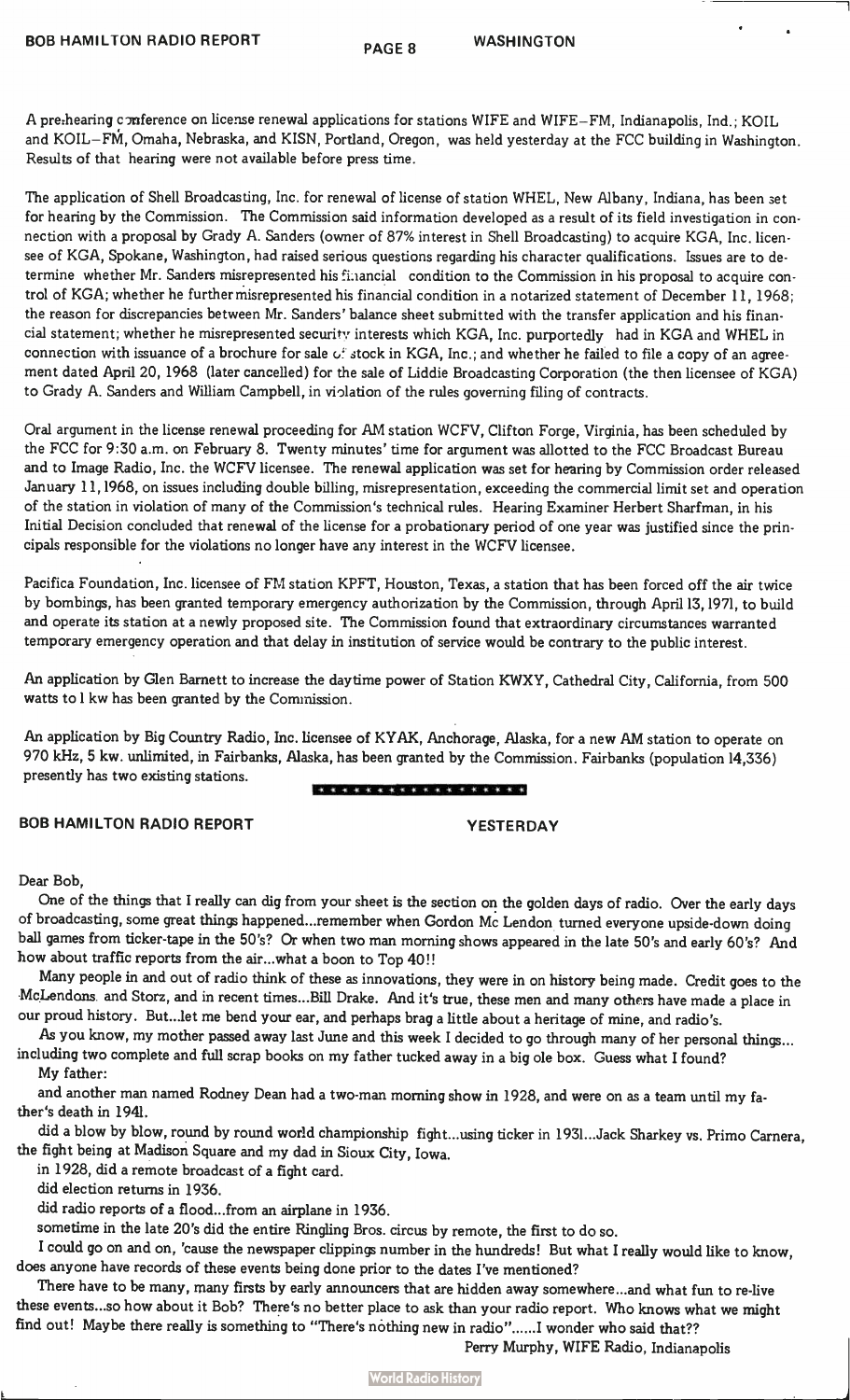A prehearing conference on license renewal applications for stations WIFE and WIFE–FM, Indianapolis, Ind.; KOIL and KOIL–FM, Omaha, Nebraska, and KISN, Portland, Oregon, was held yesterday at the FCC building in Washington. Results of that hearing were not available before press time.

The application of Shell Broadcasting, Inc. for renewal of license of station WHEL, New Albany, Indiana, has been set for hearing by the Commission. The Commission said information developed as a result of its field investigation in connection with a proposal by Grady A. Sanders (owner of 87% interest in Shell Broadcasting) to acquire KGA, Inc. licensee of KGA, Spokane, Washington, had raised serious questions regarding his character qualifications. Issues are to determine whether Mr. Sanders misrepresented his financial condition to the Commission in his proposal to acquire control of KGA; whether he further misrepresented his financial condition in a notarized statement of December 11, 1968; the reason for discrepancies between Mr. Sanders' balance sheet submitted with the transfer application and his financial statement; whether he misrepresented security interests which KGA, Inc. purportedly had in KGA and WHEL in connection with issuance of a brochure for sale of stock in KGA, Inc.; and whether he failed to file a copy of an agreement dated April 20, 1968 (later cancelled) for the sale of Liddie Broadcasting Corporation (the then licensee of KGA) to Grady A. Sanders and William Campbell, in violation of the rules governing filing of contracts.

Oral argument in the license renewal proceeding for AM station WCFV, Clifton Forge, Virginia, has been scheduled by the FCC for 9:30 a.m. on February 8. Twenty minutes' time for argument was allotted to the FCC Broadcast Bureau and to Image Radio, Inc. the WCFV licensee. The renewal application was set for hearing by Commission order released January 11, 1968, on issues including double billing, misrepresentation, exceeding the commercial limit set and operation of the station in violation of many of the Commission's technical rules. Hearing Examiner Herbert Sharfman, in his Initial Decision concluded that renewal of the license for a probationary period of one year was justified since the principals responsible for the violations no longer have any interest in the WCFV licensee.

Pacifica Foundation, Inc. licensee of FM station KPFT, Houston, Texas, a station that has been forced off the air twice by bombings, has been granted temporary emergency authorization by the Commission, through April 13, 1971, to build and operate its station at a newly proposed site. The Commission found that extraordinary circumstances warranted temporary emergency operation and that delay in institution of service would be contrary to the public interest.

An application by Glen Barnett to increase the daytime power of Station KWXY, Cathedral City, California, from 500 watts to 1 kw has been granted by the Commission.

An application by Big Country Radio, Inc. licensee of KYAK, Anchorage, Alaska, for a new AM station to operate on 970 kHz, 5 kw. unlimited, in Fairbanks, Alaska, has been granted by the Commission. Fairbanks (population 14,336) presently has two existing stations.

* * * * * * * * * * * * * * * * * *

## BOB HAMILTON RADIO REPORT — YESTERDAY

Dear Bob,

One of the things that I really can dig from your sheet is the section on the golden days of radio. Over the early days of broadcasting, some great things happened...remember when Gordon Mc Lendon turned everyone upside-down doing ball games from ticker-tape in the 50's? Or when two man morning shows appeared in the late 50's and early 60's? And how about traffic reports from the air...what a boon to Top 40!!

Many people in and out of radio think of these as innovations, they were in on history being made. Credit goes to the McLendons and Storz, and in recent times...Bill Drake. And it's true, these men and many others have made a place in our proud history. But...let me bend your ear, and perhaps brag a little about a heritage of mine, and radio's.

As you know, my mother passed away last June and this week I decided to go through many of her personal things... including two complete and full scrap books on my father tucked away in a big ole box. Guess what I found?

My father:

and another man named Rodney Dean had a two-man morning show in 1928, and were on as a team until my father's death in 1941.

did a blow by blow, round by round world championship fight...using ticker in 1931...Jack Sharkey vs. Primo Carnera, the fight being at Madison Square and my dad in Sioux City, Iowa.

in 1928, did a remote broadcast of a fight card.

did election returns in 1936.

did radio reports of a flood...from an airplane in 1936.

sometime in the late 20's did the entire Ringling Bros. circus by remote, the first to do so.

I could go on and on, 'cause the newspaper clippings number in the hundreds! But what I really would like to know, does anyone have records of these events being done prior to the dates I've mentioned?

There have to be many, many firsts by early announcers that are hidden away somewhere...and what fun to re-live these events...so how about it Bob? There's no better place to ask than your radio report. Who knows what we might find out! Maybe there really is something to "There's nothing new in radio"......I wonder who said that??

Perry Murphy, WIFE Radio, Indianapolis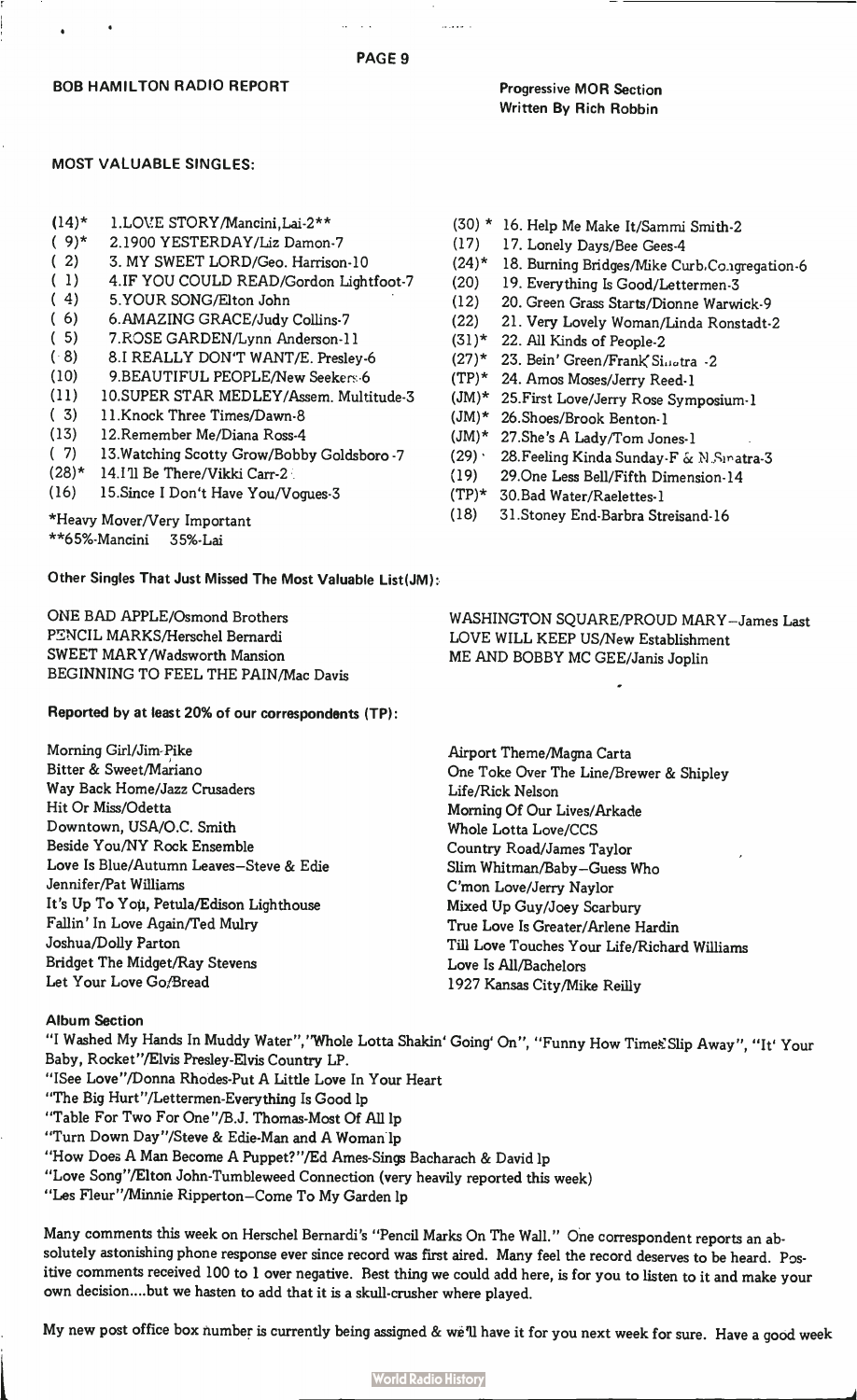## BOB HAMILTON RADIO REPORT

Progressive MOR Section
Written By Rich Robbin

### MOST VALUABLE SINGLES:

(14)* 1.LOVE STORY/Mancini,Lai-2**
( 9)* 2.1900 YESTERDAY/Liz Damon-7
( 2) 3. MY SWEET LORD/Geo. Harrison-10
( 1) 4.IF YOU COULD READ/Gordon Lightfoot-7
( 4) 5.YOUR SONG/Elton John
( 6) 6.AMAZING GRACE/Judy Collins-7
( 5) 7.ROSE GARDEN/Lynn Anderson-11
( 8) 8.I REALLY DON'T WANT/E. Presley-6
(10) 9.BEAUTIFUL PEOPLE/New Seekers-6
(11) 10.SUPER STAR MEDLEY/Assem. Multitude-3
( 3) 11.Knock Three Times/Dawn-8
(13) 12.Remember Me/Diana Ross-4
( 7) 13.Watching Scotty Grow/Bobby Goldsboro-7
(28)* 14.I'll Be There/Vikki Carr-2
(16) 15.Since I Don't Have You/Vogues-3
(30) * 16. Help Me Make It/Sammi Smith-2
(17) 17. Lonely Days/Bee Gees-4
(24)* 18. Burning Bridges/Mike Curb Congregation-6
(20) 19. Everything Is Good/Lettermen-3
(12) 20. Green Grass Starts/Dionne Warwick-9
(22) 21. Very Lovely Woman/Linda Ronstadt-2
(31)* 22. All Kinds of People-2
(27)* 23. Bein' Green/Frank Sinatra -2
(TP)* 24. Amos Moses/Jerry Reed-1
(JM)* 25.First Love/Jerry Rose Symposium-1
(JM)* 26.Shoes/Brook Benton-1
(JM)* 27.She's A Lady/Tom Jones-1
(29) 28.Feeling Kinda Sunday-F & N.Sinatra-3
(19) 29.One Less Bell/Fifth Dimension-14
(TP)* 30.Bad Water/Raelettes-1
(18) 31.Stoney End-Barbra Streisand-16

*Heavy Mover/Very Important
**65%-Mancini 35%-Lai

### Other Singles That Just Missed The Most Valuable List(JM):

ONE BAD APPLE/Osmond Brothers
PENCIL MARKS/Herschel Bernardi
SWEET MARY/Wadsworth Mansion
BEGINNING TO FEEL THE PAIN/Mac Davis
WASHINGTON SQUARE/PROUD MARY–James Last
LOVE WILL KEEP US/New Establishment
ME AND BOBBY MC GEE/Janis Joplin

### Reported by at least 20% of our correspondents (TP):

Morning Girl/Jim Pike
Bitter & Sweet/Mariano
Way Back Home/Jazz Crusaders
Hit Or Miss/Odetta
Downtown, USA/O.C. Smith
Beside You/NY Rock Ensemble
Love Is Blue/Autumn Leaves–Steve & Edie
Jennifer/Pat Williams
It's Up To You, Petula/Edison Lighthouse
Fallin' In Love Again/Ted Mulry
Joshua/Dolly Parton
Bridget The Midget/Ray Stevens
Let Your Love Go/Bread
Airport Theme/Magna Carta
One Toke Over The Line/Brewer & Shipley
Life/Rick Nelson
Morning Of Our Lives/Arkade
Whole Lotta Love/CCS
Country Road/James Taylor
Slim Whitman/Baby–Guess Who
C'mon Love/Jerry Naylor
Mixed Up Guy/Joey Scarbury
True Love Is Greater/Arlene Hardin
Till Love Touches Your Life/Richard Williams
Love Is All/Bachelors
1927 Kansas City/Mike Reilly

### Album Section

"I Washed My Hands In Muddy Water","Whole Lotta Shakin' Going' On", "Funny How Time Slip Away", "It' Your Baby, Rocket"/Elvis Presley-Elvis Country LP.
"ISee Love"/Donna Rhodes-Put A Little Love In Your Heart
"The Big Hurt"/Lettermen-Everything Is Good lp
"Table For Two For One"/B.J. Thomas-Most Of All lp
"Turn Down Day"/Steve & Edie-Man and A Woman lp
"How Does A Man Become A Puppet?"/Ed Ames-Sings Bacharach & David lp
"Love Song"/Elton John-Tumbleweed Connection (very heavily reported this week)
"Les Fleur"/Minnie Ripperton–Come To My Garden lp

Many comments this week on Herschel Bernardi's "Pencil Marks On The Wall." One correspondent reports an absolutely astonishing phone response ever since record was first aired. Many feel the record deserves to be heard. Positive comments received 100 to 1 over negative. Best thing we could add here, is for you to listen to it and make your own decision....but we hasten to add that it is a skull-crusher where played.

My new post office box number is currently being assigned & we'll have it for you next week for sure. Have a good week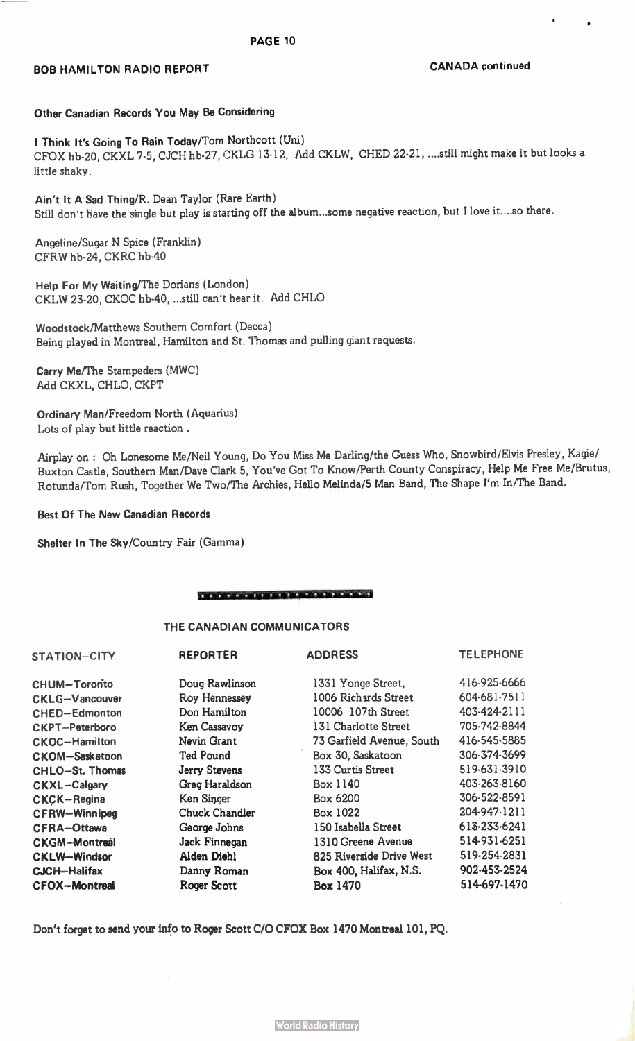## BOB HAMILTON RADIO REPORT

**CANADA continued**

### Other Canadian Records You May Be Considering

**I Think It's Going To Rain Today/Tom Northcott (Uni)**
CFOX hb-20, CKXL 7-5, CJCH hb-27, CKLG 13-12, Add CKLW, CHED 22-21, ....still might make it but looks a little shaky.

**Ain't It A Sad Thing/R. Dean Taylor (Rare Earth)**
Still don't have the single but play is starting off the album...some negative reaction, but I love it....so there.

**Angeline/Sugar N Spice (Franklin)**
CFRW hb-24, CKRC hb-40

**Help For My Waiting/The Dorians (London)**
CKLW 23-20, CKOC hb-40, ...still can't hear it. Add CHLO

**Woodstock/Matthews Southern Comfort (Decca)**
Being played in Montreal, Hamilton and St. Thomas and pulling giant requests.

**Carry Me/The Stampeders (MWC)**
Add CKXL, CHLO, CKPT

**Ordinary Man/Freedom North (Aquarius)**
Lots of play but little reaction .

Airplay on : Oh Lonesome Me/Neil Young, Do You Miss Me Darling/the Guess Who, Snowbird/Elvis Presley, Kagie/ Buxton Castle, Southern Man/Dave Clark 5, You've Got To Know/Perth County Conspiracy, Help Me Free Me/Brutus, Rotunda/Tom Rush, Together We Two/The Archies, Hello Melinda/5 Man Band, The Shape I'm In/The Band.

### Best Of The New Canadian Records

**Shelter In The Sky/Country Fair (Gamma)**

### THE CANADIAN COMMUNICATORS

| STATION–CITY | REPORTER | ADDRESS | TELEPHONE |
|---|---|---|---|
| CHUM–Toronto | Doug Rawlinson | 1331 Yonge Street, | 416-925-6666 |
| CKLG–Vancouver | Roy Hennessey | 1006 Richards Street | 604-681-7511 |
| CHED–Edmonton | Don Hamilton | 10006 107th Street | 403-424-2111 |
| CKPT–Peterboro | Ken Cassavoy | 131 Charlotte Street | 705-742-8844 |
| CKOC–Hamilton | Nevin Grant | 73 Garfield Avenue, South | 416-545-5885 |
| CKOM–Saskatoon | Ted Pound | Box 30, Saskatoon | 306-374-3699 |
| CHLO–St. Thomas | Jerry Stevens | 133 Curtis Street | 519-631-3910 |
| CKXL–Calgary | Greg Haraldson | Box 1140 | 403-263-8160 |
| CKCK–Regina | Ken Singer | Box 6200 | 306-522-8591 |
| CFRW–Winnipeg | Chuck Chandler | Box 1022 | 204-947-1211 |
| CFRA–Ottawa | George Johns | 150 Isabella Street | 613-233-6241 |
| CKGM–Montreal | Jack Finnegan | 1310 Greene Avenue | 514-931-6251 |
| CKLW–Windsor | Alden Diehl | 825 Riverside Drive West | 519-254-2831 |
| CJCH–Halifax | Danny Roman | Box 400, Halifax, N.S. | 902-453-2524 |
| CFOX–Montreal | Roger Scott | Box 1470 | 514-697-1470 |

**Don't forget to send your info to Roger Scott C/O CFOX Box 1470 Montreal 101, PQ.**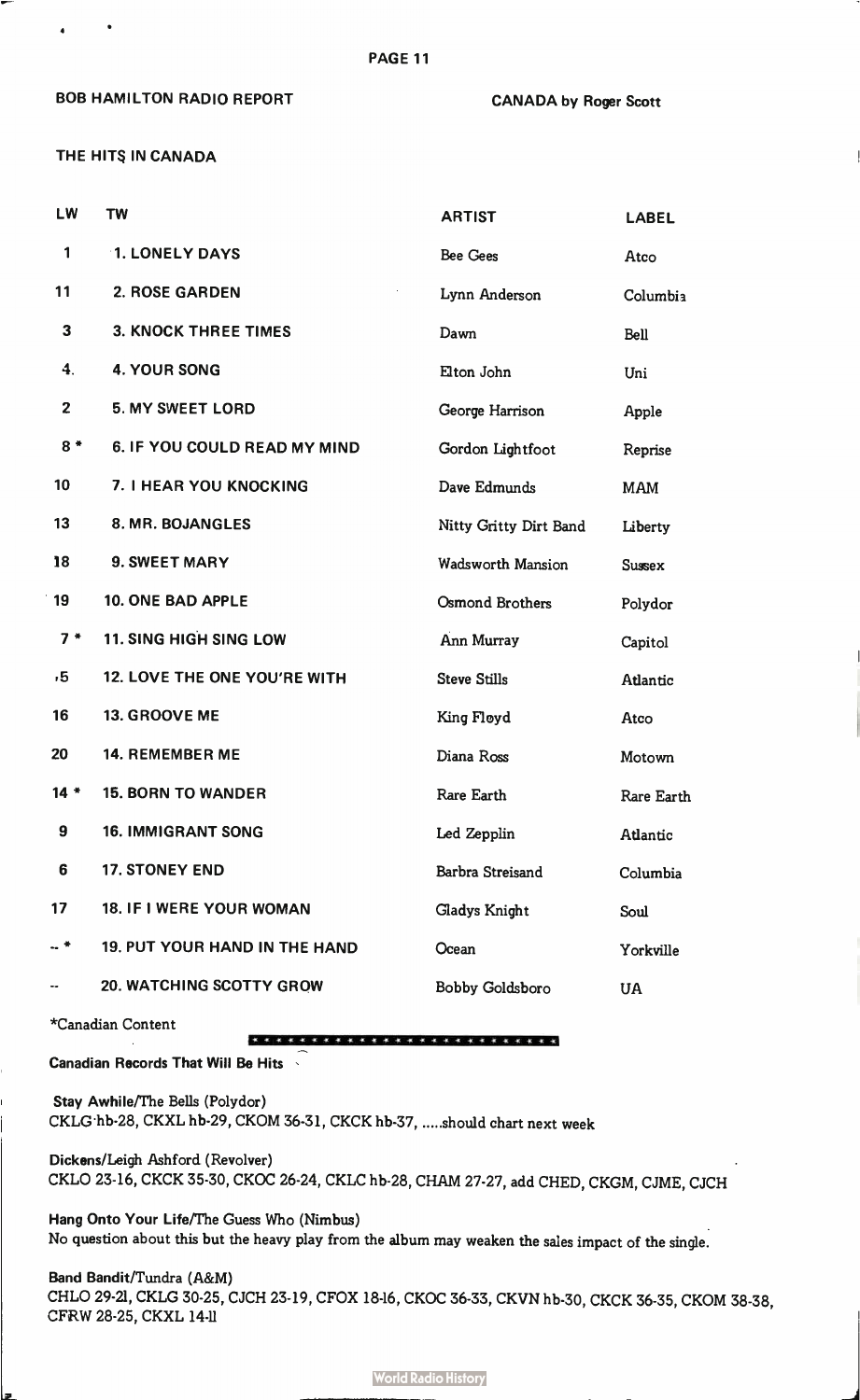BOB HAMILTON RADIO REPORT

CANADA by Roger Scott

## THE HITS IN CANADA

| LW | TW | ARTIST | LABEL |
|---|---|---|---|
| 1 | 1. LONELY DAYS | Bee Gees | Atco |
| 11 | 2. ROSE GARDEN | Lynn Anderson | Columbia |
| 3 | 3. KNOCK THREE TIMES | Dawn | Bell |
| 4. | 4. YOUR SONG | Elton John | Uni |
| 2 | 5. MY SWEET LORD | George Harrison | Apple |
| 8 * | 6. IF YOU COULD READ MY MIND | Gordon Lightfoot | Reprise |
| 10 | 7. I HEAR YOU KNOCKING | Dave Edmunds | MAM |
| 13 | 8. MR. BOJANGLES | Nitty Gritty Dirt Band | Liberty |
| 18 | 9. SWEET MARY | Wadsworth Mansion | Sussex |
| 19 | 10. ONE BAD APPLE | Osmond Brothers | Polydor |
| 7 * | 11. SING HIGH SING LOW | Ann Murray | Capitol |
| 5 | 12. LOVE THE ONE YOU'RE WITH | Steve Stills | Atlantic |
| 16 | 13. GROOVE ME | King Floyd | Atco |
| 20 | 14. REMEMBER ME | Diana Ross | Motown |
| 14 * | 15. BORN TO WANDER | Rare Earth | Rare Earth |
| 9 | 16. IMMIGRANT SONG | Led Zepplin | Atlantic |
| 6 | 17. STONEY END | Barbra Streisand | Columbia |
| 17 | 18. IF I WERE YOUR WOMAN | Gladys Knight | Soul |
| -- * | 19. PUT YOUR HAND IN THE HAND | Ocean | Yorkville |
| -- | 20. WATCHING SCOTTY GROW | Bobby Goldsboro | UA |

*Canadian Content

**Canadian Records That Will Be Hits**

**Stay Awhile/The Bells (Polydor)**
CKLG hb-28, CKXL hb-29, CKOM 36-31, CKCK hb-37, .....should chart next week

**Dickens/Leigh Ashford (Revolver)**
CKLO 23-16, CKCK 35-30, CKOC 26-24, CKLC hb-28, CHAM 27-27, add CHED, CKGM, CJME, CJCH

**Hang Onto Your Life/The Guess Who (Nimbus)**
No question about this but the heavy play from the album may weaken the sales impact of the single.

**Band Bandit/Tundra (A&M)**
CHLO 29-21, CKLG 30-25, CJCH 23-19, CFOX 18-16, CKOC 36-33, CKVN hb-30, CKCK 36-35, CKOM 38-38, CFRW 28-25, CKXL 14-11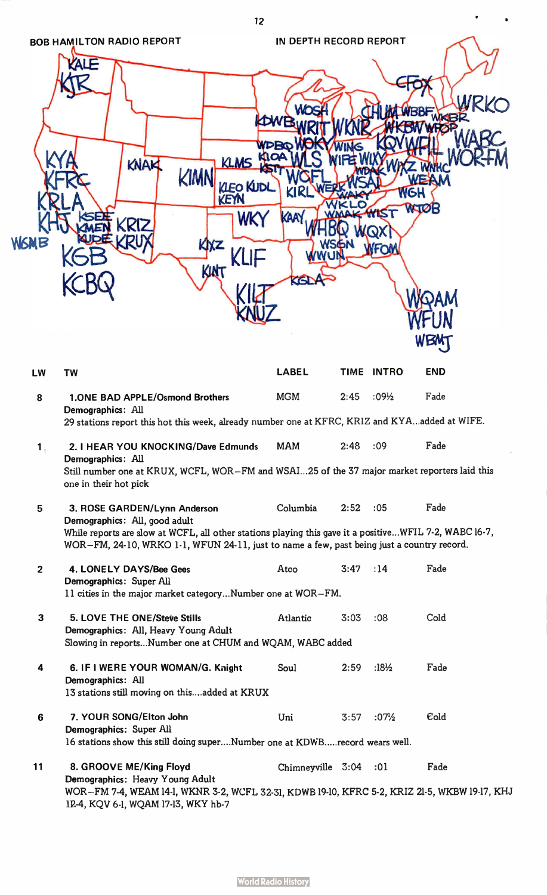BOB HAMILTON RADIO REPORT

IN DEPTH RECORD REPORT

KALE KJR KYA KFRC KRLA KHJ WGMB KSEE KMEN KUDE KRIZ KRUX KGB KCBQ KNAK KIMN KLMS KLEO KUDL KEYN KXZ KINT KLIF WKY KILT KNUZ KDWB WDBQ KIOA KSTT WOSH WRIT WOKY WLS WCFL KIRL WKNR WING WIFE WIXY WERK WSAI WAKY WKLO WMAK KAAY WHBQ WQXI WSGN WWUN KGLA CFOX CHUM WBBF WKBW WKBR WRKO WFSP KQV WFIL WIXZ WDAK WNHC WABC WOR-FM WEAM WGH WIST WTOB WFOM WQAM WFUN WBMJ

| LW | TW | LABEL | TIME | INTRO | END |
|---|---|---|---|---|---|
| 8 | **1. ONE BAD APPLE/Osmond Brothers** Demographics: All 29 stations report this hot this week, already number one at KFRC, KRIZ and KYA...added at WIFE. | MGM | 2:45 | :09½ | Fade |
| 1 | **2. I HEAR YOU KNOCKING/Dave Edmunds** Demographics: All Still number one at KRUX, WCFL, WOR–FM and WSAI...25 of the 37 major market reporters laid this one in their hot pick | MAM | 2:48 | :09 | Fade |
| 5 | **3. ROSE GARDEN/Lynn Anderson** Demographics: All, good adult While reports are slow at WCFL, all other stations playing this gave it a positive...WFIL 7-2, WABC 16-7, WOR–FM, 24-10, WRKO 1-1, WFUN 24-11, just to name a few, past being just a country record. | Columbia | 2:52 | :05 | Fade |
| 2 | **4. LONELY DAYS/Bee Gees** Demographics: Super All 11 cities in the major market category...Number one at WOR–FM. | Atco | 3:47 | :14 | Fade |
| 3 | **5. LOVE THE ONE/Steve Stills** Demographics: All, Heavy Young Adult Slowing in reports...Number one at CHUM and WQAM, WABC added | Atlantic | 3:03 | :08 | Cold |
| 4 | **6. IF I WERE YOUR WOMAN/G. Knight** Demographics: All 13 stations still moving on this....added at KRUX | Soul | 2:59 | :18½ | Fade |
| 6 | **7. YOUR SONG/Elton John** Demographics: Super All 16 stations show this still doing super....Number one at KDWB.....record wears well. | Uni | 3:57 | :07½ | Cold |
| 11 | **8. GROOVE ME/King Floyd** Demographics: Heavy Young Adult WOR–FM 7-4, WEAM 14-1, WKNR 3-2, WCFL 32-31, KDWB 19-10, KFRC 5-2, KRIZ 21-5, WKBW 19-17, KHJ 12-4, KQV 6-1, WQAM 17-13, WKY hb-7 | Chimneyville | 3:04 | :01 | Fade |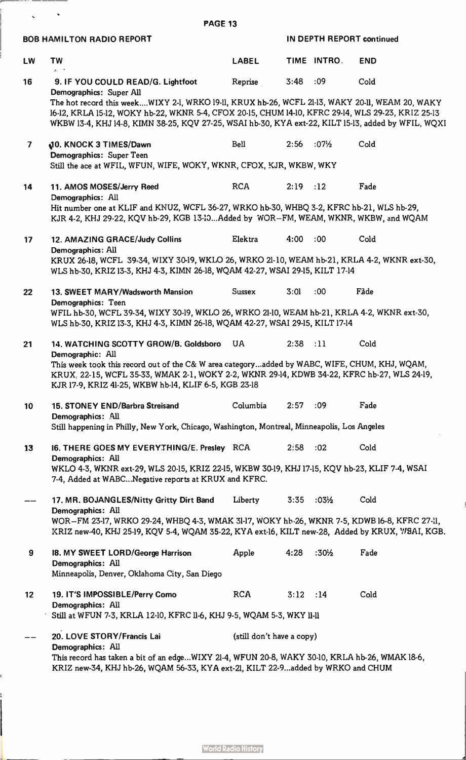BOB HAMILTON RADIO REPORT — IN DEPTH REPORT continued

| LW | TW | LABEL | TIME | INTRO. | END |
|---|---|---|---|---|---|
| 16 | 9. IF YOU COULD READ/G. Lightfoot | Reprise | 3:48 | :09 | Cold |

Demographics: Super All

The hot record this week....WIXY 2-1, WRKO 19-11, KRUX hb-26, WCFL 21-13, WAKY 20-11, WEAM 20, WAKY 16-12, KRLA 15-12, WOKY hb-22, WKNR 5-4, CFOX 20-15, CHUM 14-10, KFRC 29-14, WLS 29-23, KRIZ 25-13 WKBW 13-4, KHJ 14-8, KIMN 38-25, KQV 27-25, WSAI hb-30, KYA ext-22, KILT 15-13, added by WFIL, WQXI

| LW | TW | LABEL | TIME | INTRO. | END |
|---|---|---|---|---|---|
| 7 | 10. KNOCK 3 TIMES/Dawn | Bell | 2:56 | :07½ | Cold |

Demographics: Super Teen

Still the ace at WFIL, WFUN, WIFE, WOKY, WKNR, CFOX, KJR, WKBW, WKY

| LW | TW | LABEL | TIME | INTRO. | END |
|---|---|---|---|---|---|
| 14 | 11. AMOS MOSES/Jerry Reed | RCA | 2:19 | :12 | Fade |

Demographics: All

Hit number one at KLIF and KNUZ, WCFL 36-27, WRKO hb-30, WHBQ 3-2, KFRC hb-21, WLS hb-29, KJR 4-2, KHJ 29-22, KQV hb-29, KGB 13-10...Added by WOR–FM, WEAM, WKNR, WKBW, and WQAM

| LW | TW | LABEL | TIME | INTRO. | END |
|---|---|---|---|---|---|
| 17 | 12. AMAZING GRACE/Judy Collins | Elektra | 4:00 | :00 | Cold |

Demographics: All

KRUX 26-18, WCFL 39-34, WIXY 30-19, WKLO 26, WRKO 21-10, WEAM hb-21, KRLA 4-2, WKNR ext-30, WLS hb-30, KRIZ 13-3, KHJ 4-3, KIMN 26-18, WQAM 42-27, WSAI 29-15, KILT 17-14

| LW | TW | LABEL | TIME | INTRO. | END |
|---|---|---|---|---|---|
| 22 | 13. SWEET MARY/Wadsworth Mansion | Sussex | 3:01 | :00 | Fade |

Demographics: Teen

WFIL hb-30, WCFL 39-34, WIXY 30-19, WKLO 26, WRKO 21-10, WEAM hb-21, KRLA 4-2, WKNR ext-30, WLS hb-30, KRIZ 13-3, KHJ 4-3, KIMN 26-18, WQAM 42-27, WSAI 29-15, KILT 17-14

| LW | TW | LABEL | TIME | INTRO. | END |
|---|---|---|---|---|---|
| 21 | 14. WATCHING SCOTTY GROW/B. Goldsboro | UA | 2:38 | :11 | Cold |

Demographic: All

This week took this record out of the C& W area category...added by WABC, WIFE, CHUM, KHJ, WQAM, KRUX 22-15, WCFL 35-33, WMAK 2-1, WOKY 2-2, WKNR 29-14, KDWB 34-22, KFRC hb-27, WLS 24-19, KJR 17-9, KRIZ 41-25, WKBW hb-14, KLIF 6-5, KGB 23-18

| LW | TW | LABEL | TIME | INTRO. | END |
|---|---|---|---|---|---|
| 10 | 15. STONEY END/Barbra Streisand | Columbia | 2:57 | :09 | Fade |

Demographics: All

Still happening in Philly, New York, Chicago, Washington, Montreal, Minneapolis, Los Angeles

| LW | TW | LABEL | TIME | INTRO. | END |
|---|---|---|---|---|---|
| 13 | 16. THERE GOES MY EVERYTHING/E. Presley | RCA | 2:58 | :02 | Cold |

Demographics: All

WKLO 4-3, WKNR ext-29, WLS 20-15, KRIZ 22-15, WKBW 30-19, KHJ 17-15, KQV hb-23, KLIF 7-4, WSAI 7-4, Added at WABC...Negative reports at KRUX and KFRC.

| LW | TW | LABEL | TIME | INTRO. | END |
|---|---|---|---|---|---|
| — | 17. MR. BOJANGLES/Nitty Gritty Dirt Band | Liberty | 3:35 | :03½ | Cold |

Demographics: All

WOR–FM 23-17, WRKO 29-24, WHBQ 4-3, WMAK 31-17, WOKY hb-26, WKNR 7-5, KDWB 16-8, KFRC 27-11, KRIZ new-40, KHJ 25-19, KQV 5-4, WQAM 35-22, KYA ext-16, KILT new-28, Added by KRUX, WSAI, KGB.

| LW | TW | LABEL | TIME | INTRO. | END |
|---|---|---|---|---|---|
| 9 | 18. MY SWEET LORD/George Harrison | Apple | 4:28 | :30½ | Fade |

Demographics: All

Minneapolis, Denver, Oklahoma City, San Diego

| LW | TW | LABEL | TIME | INTRO. | END |
|---|---|---|---|---|---|
| 12 | 19. IT'S IMPOSSIBLE/Perry Como | RCA | 3:12 | :14 | Cold |

Demographics: All

Still at WFUN 7-3, KRLA 12-10, KFRC 11-6, KHJ 9-5, WQAM 5-3, WKY 11-11

| LW | TW | LABEL | TIME | INTRO. | END |
|---|---|---|---|---|---|
| — | 20. LOVE STORY/Francis Lai | (still don't have a copy) | | | |

Demographics: All

This record has taken a bit of an edge...WIXY 21-4, WFUN 20-8, WAKY 30-10, KRLA hb-26, WMAK 18-6, KRIZ new-34, KHJ hb-26, WQAM 56-33, KYA ext-21, KILT 22-9...added by WRKO and CHUM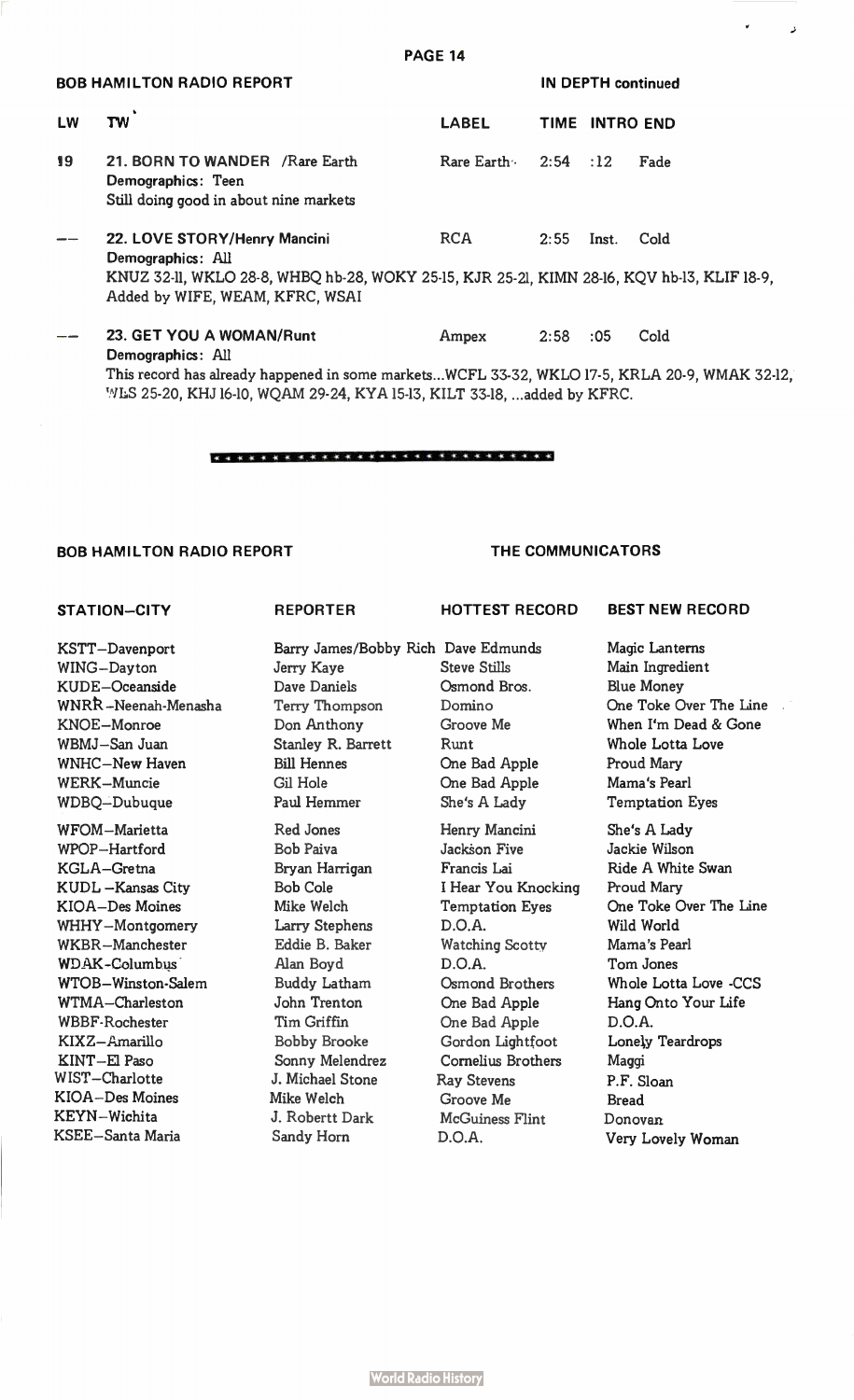**BOB HAMILTON RADIO REPORT** — **IN DEPTH continued**

| LW | TW | LABEL | TIME | INTRO | END |
|---|---|---|---|---|---|
| 19 | **21. BORN TO WANDER** /Rare Earth<br>Demographics: Teen<br>Still doing good in about nine markets | Rare Earth | 2:54 | :12 | Fade |
| -- | **22. LOVE STORY/Henry Mancini**<br>Demographics: All<br>KNUZ 32-11, WKLO 28-8, WHBQ hb-28, WOKY 25-15, KJR 25-21, KIMN 28-16, KQV hb-13, KLIF 18-9, Added by WIFE, WEAM, KFRC, WSAI | RCA | 2:55 | Inst. | Cold |
| -- | **23. GET YOU A WOMAN/Runt**<br>Demographics: All<br>This record has already happened in some markets...WCFL 33-32, WKLO 17-5, KRLA 20-9, WMAK 32-12, WLS 25-20, KHJ 16-10, WQAM 29-24, KYA 15-13, KILT 33-18, ...added by KFRC. | Ampex | 2:58 | :05 | Cold |

**BOB HAMILTON RADIO REPORT** — **THE COMMUNICATORS**

| STATION–CITY | REPORTER | HOTTEST RECORD | BEST NEW RECORD |
|---|---|---|---|
| KSTT–Davenport | Barry James/Bobby Rich | Dave Edmunds | Magic Lanterns |
| WING–Dayton | Jerry Kaye | Steve Stills | Main Ingredient |
| KUDE–Oceanside | Dave Daniels | Osmond Bros. | Blue Money |
| WNRR–Neenah-Menasha | Terry Thompson | Domino | One Toke Over The Line |
| KNOE–Monroe | Don Anthony | Groove Me | When I'm Dead & Gone |
| WBMJ–San Juan | Stanley R. Barrett | Runt | Whole Lotta Love |
| WNHC–New Haven | Bill Hennes | One Bad Apple | Proud Mary |
| WERK–Muncie | Gil Hole | One Bad Apple | Mama's Pearl |
| WDBQ–Dubuque | Paul Hemmer | She's A Lady | Temptation Eyes |
| WFOM–Marietta | Red Jones | Henry Mancini | She's A Lady |
| WPOP–Hartford | Bob Paiva | Jackson Five | Jackie Wilson |
| KGLA–Gretna | Bryan Harrigan | Francis Lai | Ride A White Swan |
| KUDL–Kansas City | Bob Cole | I Hear You Knocking | Proud Mary |
| KIOA–Des Moines | Mike Welch | Temptation Eyes | One Toke Over The Line |
| WHHY–Montgomery | Larry Stephens | D.O.A. | Wild World |
| WKBR–Manchester | Eddie B. Baker | Watching Scotty | Mama's Pearl |
| WDAK-Columbus | Alan Boyd | D.O.A. | Tom Jones |
| WTOB–Winston-Salem | Buddy Latham | Osmond Brothers | Whole Lotta Love -CCS |
| WTMA–Charleston | John Trenton | One Bad Apple | Hang Onto Your Life |
| WBBF-Rochester | Tim Griffin | One Bad Apple | D.O.A. |
| KIXZ–Amarillo | Bobby Brooke | Gordon Lightfoot | Lonely Teardrops |
| KINT–El Paso | Sonny Melendrez | Cornelius Brothers | Maggi |
| WIST–Charlotte | J. Michael Stone | Ray Stevens | P.F. Sloan |
| KIOA–Des Moines | Mike Welch | Groove Me | Bread |
| KEYN–Wichita | J. Robertt Dark | McGuiness Flint | Donovan |
| KSEE–Santa Maria | Sandy Horn | D.O.A. | Very Lovely Woman |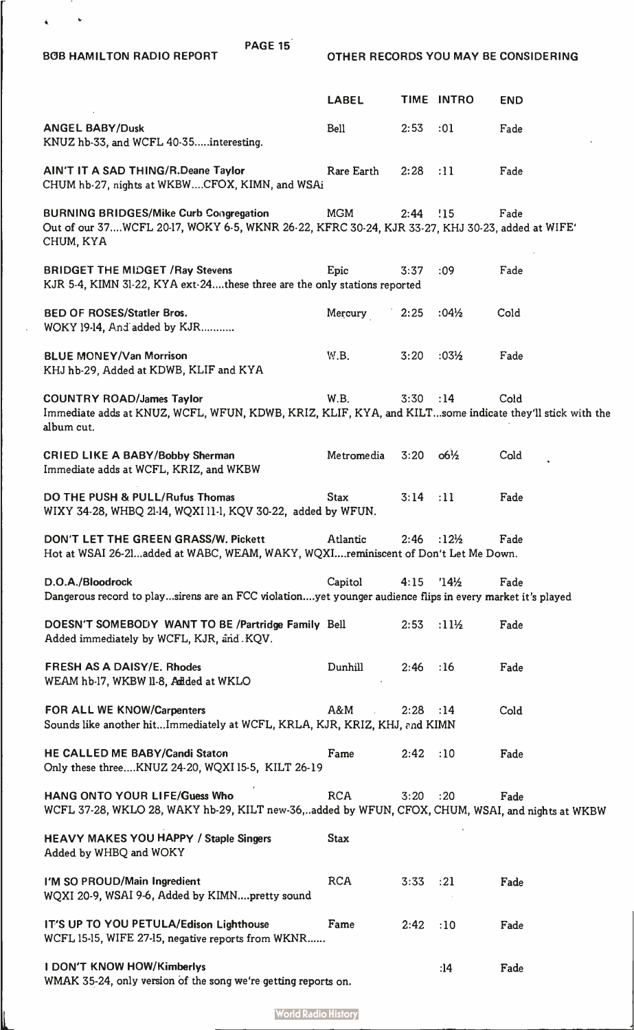## OTHER RECORDS YOU MAY BE CONSIDERING

| | LABEL | TIME | INTRO | END |
|---|---|---|---|---|
| **ANGEL BABY/Dusk** | Bell | 2:53 | :01 | Fade |
| KNUZ hb-33, and WCFL 40-35.....interesting. | | | | |
| **AIN'T IT A SAD THING/R.Deane Taylor** | Rare Earth | 2:28 | :11 | Fade |
| CHUM hb-27, nights at WKBW....CFOX, KIMN, and WSAi | | | | |
| **BURNING BRIDGES/Mike Curb Congregation** | MGM | 2:44 | !15 | Fade |
| Out of our 37....WCFL 20-17, WOKY 6-5, WKNR 26-22, KFRC 30-24, KJR 33-27, KHJ 30-23, added at WIFE' CHUM, KYA | | | | |
| **BRIDGET THE MIDGET /Ray Stevens** | Epic | 3:37 | :09 | Fade |
| KJR 5-4, KIMN 31-22, KYA ext-24....these three are the only stations reported | | | | |
| **BED OF ROSES/Statler Bros.** | Mercury | 2:25 | :04½ | Cold |
| WOKY 19-14, And added by KJR........... | | | | |
| **BLUE MONEY/Van Morrison** | W.B. | 3:20 | :03½ | Fade |
| KHJ hb-29, Added at KDWB, KLIF and KYA | | | | |
| **COUNTRY ROAD/James Taylor** | W.B. | 3:30 | :14 | Cold |
| Immediate adds at KNUZ, WCFL, WFUN, KDWB, KRIZ, KLIF, KYA, and KILT...some indicate they'll stick with the album cut. | | | | |
| **CRIED LIKE A BABY/Bobby Sherman** | Metromedia | 3:20 | o6½ | Cold |
| Immediate adds at WCFL, KRIZ, and WKBW | | | | |
| **DO THE PUSH & PULL/Rufus Thomas** | Stax | 3:14 | :11 | Fade |
| WIXY 34-28, WHBQ 21-14, WQXI 11-1, KQV 30-22, added by WFUN. | | | | |
| **DON'T LET THE GREEN GRASS/W. Pickett** | Atlantic | 2:46 | :12½ | Fade |
| Hot at WSAI 26-21...added at WABC, WEAM, WAKY, WQXI....reminiscent of Don't Let Me Down. | | | | |
| **D.O.A./Bloodrock** | Capitol | 4:15 | '14½ | Fade |
| Dangerous record to play...sirens are an FCC violation....yet younger audience flips in every market it's played | | | | |
| **DOESN'T SOMEBODY WANT TO BE /Partridge Family** | Bell | 2:53 | :11½ | Fade |
| Added immediately by WCFL, KJR, and KQV. | | | | |
| **FRESH AS A DAISY/E. Rhodes** | Dunhill | 2:46 | :16 | Fade |
| WEAM hb-17, WKBW 11-8, Added at WKLO | | | | |
| **FOR ALL WE KNOW/Carpenters** | A&M | 2:28 | :14 | Cold |
| Sounds like another hit...Immediately at WCFL, KRLA, KJR, KRIZ, KHJ, and KIMN | | | | |
| **HE CALLED ME BABY/Candi Staton** | Fame | 2:42 | :10 | Fade |
| Only these three....KNUZ 24-20, WQXI 15-5, KILT 26-19 | | | | |
| **HANG ONTO YOUR LIFE/Guess Who** | RCA | 3:20 | :20 | Fade |
| WCFL 37-28, WKLO 28, WAKY hb-29, KILT new-36,..added by WFUN, CFOX, CHUM, WSAI, and nights at WKBW | | | | |
| **HEAVY MAKES YOU HAPPY / Staple Singers** | Stax | | | |
| Added by WHBQ and WOKY | | | | |
| **I'M SO PROUD/Main Ingredient** | RCA | 3:33 | :21 | Fade |
| WQXI 20-9, WSAI 9-6, Added by KIMN....pretty sound | | | | |
| **IT'S UP TO YOU PETULA/Edison Lighthouse** | Fame | 2:42 | :10 | Fade |
| WCFL 15-15, WIFE 27-15, negative reports from WKNR...... | | | | |
| **I DON'T KNOW HOW/Kimberlys** | | | :14 | Fade |
| WMAK 35-24, only version of the song we're getting reports on. | | | | |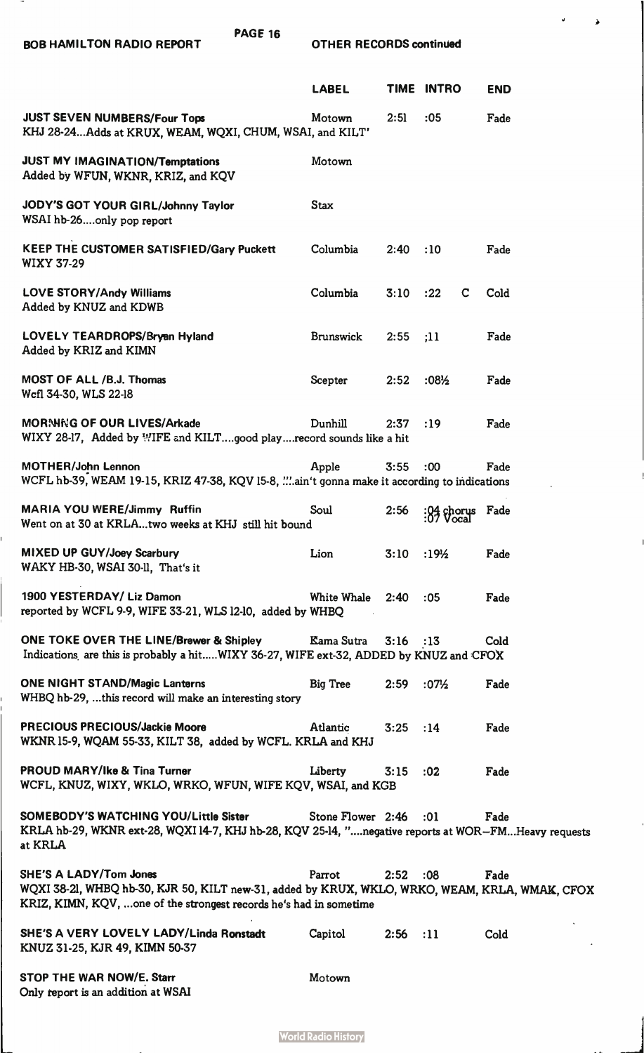## OTHER RECORDS continued

| | LABEL | TIME | INTRO | END |
|---|---|---|---|---|
| **JUST SEVEN NUMBERS/Four Tops** | Motown | 2:51 | :05 | Fade |
| KHJ 28-24...Adds at KRUX, WEAM, WQXI, CHUM, WSAI, and KILT' | | | | |
| **JUST MY IMAGINATION/Temptations** | Motown | | | |
| Added by WFUN, WKNR, KRIZ, and KQV | | | | |
| **JODY'S GOT YOUR GIRL/Johnny Taylor** | Stax | | | |
| WSAI hb-26....only pop report | | | | |
| **KEEP THE CUSTOMER SATISFIED/Gary Puckett** | Columbia | 2:40 | :10 | Fade |
| WIXY 37-29 | | | | |
| **LOVE STORY/Andy Williams** | Columbia | 3:10 | :22 C | Cold |
| Added by KNUZ and KDWB | | | | |
| **LOVELY TEARDROPS/Bryan Hyland** | Brunswick | 2:55 | ;11 | Fade |
| Added by KRIZ and KIMN | | | | |
| **MOST OF ALL /B.J. Thomas** | Scepter | 2:52 | :08½ | Fade |
| Wcfl 34-30, WLS 22-18 | | | | |
| **MORNING OF OUR LIVES/Arkade** | Dunhill | 2:37 | :19 | Fade |
| WIXY 28-17, Added by WIFE and KILT....good play....record sounds like a hit | | | | |
| **MOTHER/John Lennon** | Apple | 3:55 | :00 | Fade |
| WCFL hb-39, WEAM 19-15, KRIZ 47-38, KQV 15-8, ...ain't gonna make it according to indications | | | | |
| **MARIA YOU WERE/Jimmy Ruffin** | Soul | 2:56 | :04 chorus :07 Vocal | Fade |
| Went on at 30 at KRLA...two weeks at KHJ still hit bound | | | | |
| **MIXED UP GUY/Joey Scarbury** | Lion | 3:10 | :19½ | Fade |
| WAKY HB-30, WSAI 30-11, That's it | | | | |
| **1900 YESTERDAY/ Liz Damon** | White Whale | 2:40 | :05 | Fade |
| reported by WCFL 9-9, WIFE 33-21, WLS 12-10, added by WHBQ | | | | |
| **ONE TOKE OVER THE LINE/Brewer & Shipley** | Kama Sutra | 3:16 | :13 | Cold |
| Indications are this is probably a hit.....WIXY 36-27, WIFE ext-32, ADDED by KNUZ and CFOX | | | | |
| **ONE NIGHT STAND/Magic Lanterns** | Big Tree | 2:59 | :07½ | Fade |
| WHBQ hb-29, ...this record will make an interesting story | | | | |
| **PRECIOUS PRECIOUS/Jackie Moore** | Atlantic | 3:25 | :14 | Fade |
| WKNR 15-9, WQAM 55-33, KILT 38, added by WCFL. KRLA and KHJ | | | | |
| **PROUD MARY/Ike & Tina Turner** | Liberty | 3:15 | :02 | Fade |
| WCFL, KNUZ, WIXY, WKLO, WRKO, WFUN, WIFE KQV, WSAI, and KGB | | | | |
| **SOMEBODY'S WATCHING YOU/Little Sister** | Stone Flower | 2:46 | :01 | Fade |
| KRLA hb-29, WKNR ext-28, WQXI 14-7, KHJ hb-28, KQV 25-14, "....negative reports at WOR–FM...Heavy requests at KRLA | | | | |
| **SHE'S A LADY/Tom Jones** | Parrot | 2:52 | :08 | Fade |
| WQXI 38-21, WHBQ hb-30, KJR 50, KILT new-31, added by KRUX, WKLO, WRKO, WEAM, KRLA, WMAK, CFOX KRIZ, KIMN, KQV, ...one of the strongest records he's had in sometime | | | | |
| **SHE'S A VERY LOVELY LADY/Linda Ronstadt** | Capitol | 2:56 | :11 | Cold |
| KNUZ 31-25, KJR 49, KIMN 50-37 | | | | |
| **STOP THE WAR NOW/E. Starr** | Motown | | | |
| Only report is an addition at WSAI | | | | |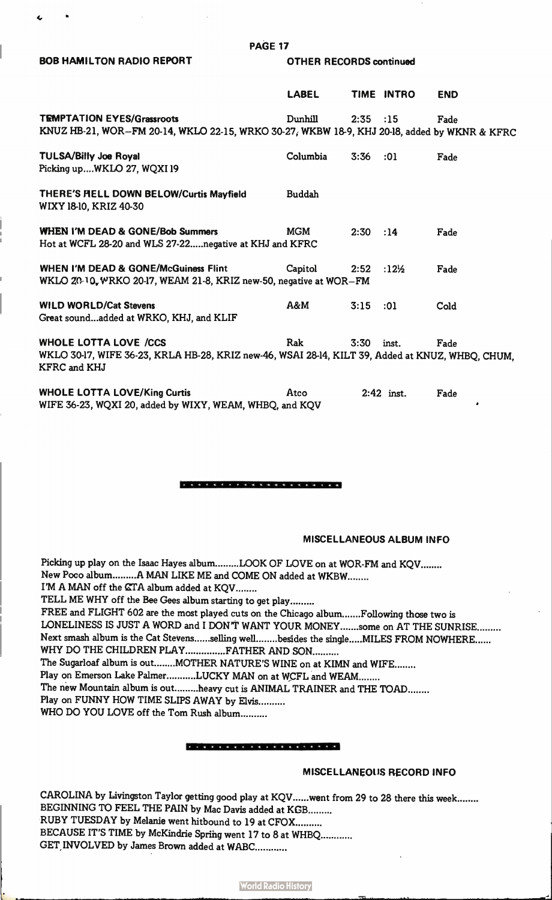## OTHER RECORDS continued

| | LABEL | TIME | INTRO | END |
|---|---|---|---|---|
| **TEMPTATION EYES/Grassroots** | Dunhill | 2:35 | :15 | Fade |

KNUZ HB-21, WOR-FM 20-14, WKLO 22-15, WRKO 30-27, WKBW 18-9, KHJ 20-18, added by WKNR & KFRC

| | LABEL | TIME | INTRO | END |
|---|---|---|---|---|
| **TULSA/Billy Joe Royal** | Columbia | 3:36 | :01 | Fade |

Picking up....WKLO 27, WQXI 19

| | LABEL | TIME | INTRO | END |
|---|---|---|---|---|
| **THERE'S HELL DOWN BELOW/Curtis Mayfield** | Buddah | | | |

WIXY 18-10, KRIZ 40-30

| | LABEL | TIME | INTRO | END |
|---|---|---|---|---|
| **WHEN I'M DEAD & GONE/Bob Summers** | MGM | 2:30 | :14 | Fade |

Hot at WCFL 28-20 and WLS 27-22....negative at KHJ and KFRC

| | LABEL | TIME | INTRO | END |
|---|---|---|---|---|
| **WHEN I'M DEAD & GONE/McGuiness Flint** | Capitol | 2:52 | :12½ | Fade |

WKLO 20-10, WRKO 20-17, WEAM 21-8, KRIZ new-50, negative at WOR-FM

| | LABEL | TIME | INTRO | END |
|---|---|---|---|---|
| **WILD WORLD/Cat Stevens** | A&M | 3:15 | :01 | Cold |

Great sound...added at WRKO, KHJ, and KLIF

| | LABEL | TIME | INTRO | END |
|---|---|---|---|---|
| **WHOLE LOTTA LOVE /CCS** | Rak | 3:30 | inst. | Fade |

WKLO 30-17, WIFE 36-23, KRLA HB-28, KRIZ new-46, WSAI 28-14, KILT 39, Added at KNUZ, WHBQ, CHUM, KFRC and KHJ

| | LABEL | TIME | INTRO | END |
|---|---|---|---|---|
| **WHOLE LOTTA LOVE/King Curtis** | Atco | 2:42 | inst. | Fade |

WIFE 36-23, WQXI 20, added by WIXY, WEAM, WHBQ, and KQV

## MISCELLANEOUS ALBUM INFO

Picking up play on the Isaac Hayes album.........LOOK OF LOVE on at WOR-FM and KQV........
New Poco album.........A MAN LIKE ME and COME ON added at WKBW........
I'M A MAN off the CTA album added at KQV........
TELL ME WHY off the Bee Gees album starting to get play.........
FREE and FLIGHT 602 are the most played cuts on the Chicago album.......Following those two is LONELINESS IS JUST A WORD and I DON'T WANT YOUR MONEY.......some on AT THE SUNRISE.........
Next smash album is the Cat Stevens......selling well........besides the single.....MILES FROM NOWHERE......
WHY DO THE CHILDREN PLAY...............FATHER AND SON.........
The Sugarloaf album is out........MOTHER NATURE'S WINE on at KIMN and WIFE........
Play on Emerson Lake Palmer...........LUCKY MAN on at WCFL and WEAM........
The new Mountain album is out.........heavy cut is ANIMAL TRAINER and THE TOAD........
Play on FUNNY HOW TIME SLIPS AWAY by Elvis..........
WHO DO YOU LOVE off the Tom Rush album..........

## MISCELLANEOUS RECORD INFO

CAROLINA by Livingston Taylor getting good play at KQV......went from 29 to 28 there this week........
BEGINNING TO FEEL THE PAIN by Mac Davis added at KGB.........
RUBY TUESDAY by Melanie went hitbound to 19 at CFOX..........
BECAUSE IT'S TIME by McKindrie Spring went 17 to 8 at WHBQ...........
GET INVOLVED by James Brown added at WABC............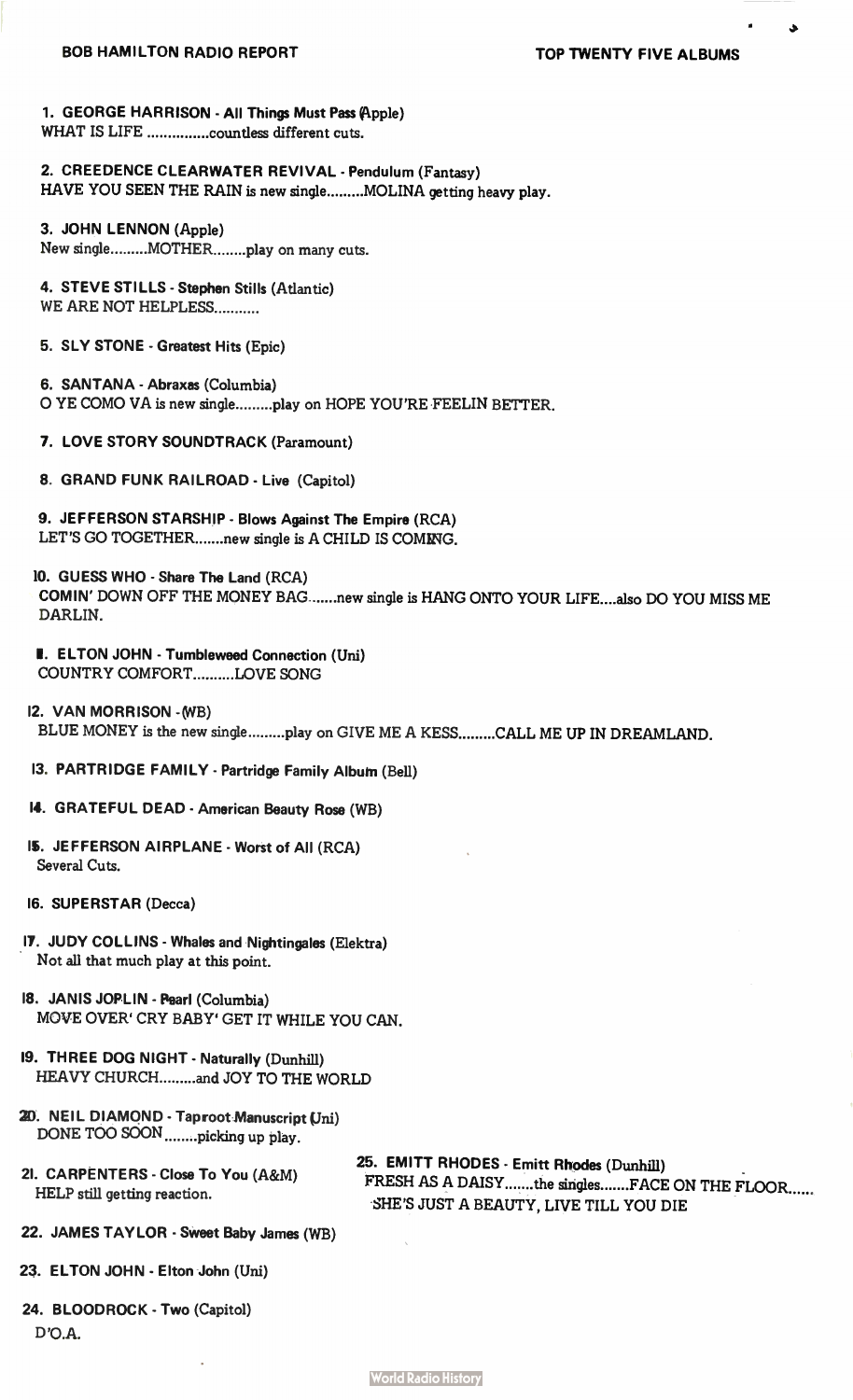BOB HAMILTON RADIO REPORT

## TOP TWENTY FIVE ALBUMS

1. **GEORGE HARRISON - All Things Must Pass (Apple)**
WHAT IS LIFE ...............countless different cuts.

2. **CREEDENCE CLEARWATER REVIVAL - Pendulum (Fantasy)**
HAVE YOU SEEN THE RAIN is new single.........MOLINA getting heavy play.

3. **JOHN LENNON (Apple)**
New single.........MOTHER........play on many cuts.

4. **STEVE STILLS - Stephen Stills (Atlantic)**
WE ARE NOT HELPLESS...........

5. **SLY STONE - Greatest Hits (Epic)**

6. **SANTANA - Abraxas (Columbia)**
O YE COMO VA is new single.........play on HOPE YOU'RE FEELIN BETTER.

7. **LOVE STORY SOUNDTRACK (Paramount)**

8. **GRAND FUNK RAILROAD - Live (Capitol)**

9. **JEFFERSON STARSHIP - Blows Against The Empire (RCA)**
LET'S GO TOGETHER.......new single is A CHILD IS COMING.

10. **GUESS WHO - Share The Land (RCA)**
COMIN' DOWN OFF THE MONEY BAG.......new single is HANG ONTO YOUR LIFE....also DO YOU MISS ME DARLIN.

11. **ELTON JOHN - Tumbleweed Connection (Uni)**
COUNTRY COMFORT..........LOVE SONG

12. **VAN MORRISON - (WB)**
BLUE MONEY is the new single.........play on GIVE ME A KESS.........CALL ME UP IN DREAMLAND.

13. **PARTRIDGE FAMILY - Partridge Family Album (Bell)**

14. **GRATEFUL DEAD - American Beauty Rose (WB)**

15. **JEFFERSON AIRPLANE - Worst of All (RCA)**
Several Cuts.

16. **SUPERSTAR (Decca)**

17. **JUDY COLLINS - Whales and Nightingales (Elektra)**
Not all that much play at this point.

18. **JANIS JOPLIN - Pearl (Columbia)**
MOVE OVER' CRY BABY' GET IT WHILE YOU CAN.

19. **THREE DOG NIGHT - Naturally (Dunhill)**
HEAVY CHURCH.........and JOY TO THE WORLD

20. **NEIL DIAMOND - Taproot Manuscript (Uni)**
DONE TOO SOON........picking up play.

21. **CARPENTERS - Close To You (A&M)**
HELP still getting reaction.

22. **JAMES TAYLOR - Sweet Baby James (WB)**

23. **ELTON JOHN - Elton John (Uni)**

24. **BLOODROCK - Two (Capitol)**
D'O.A.

25. **EMITT RHODES - Emitt Rhodes (Dunhill)**
FRESH AS A DAISY.......the singles.......FACE ON THE FLOOR...... SHE'S JUST A BEAUTY, LIVE TILL YOU DIE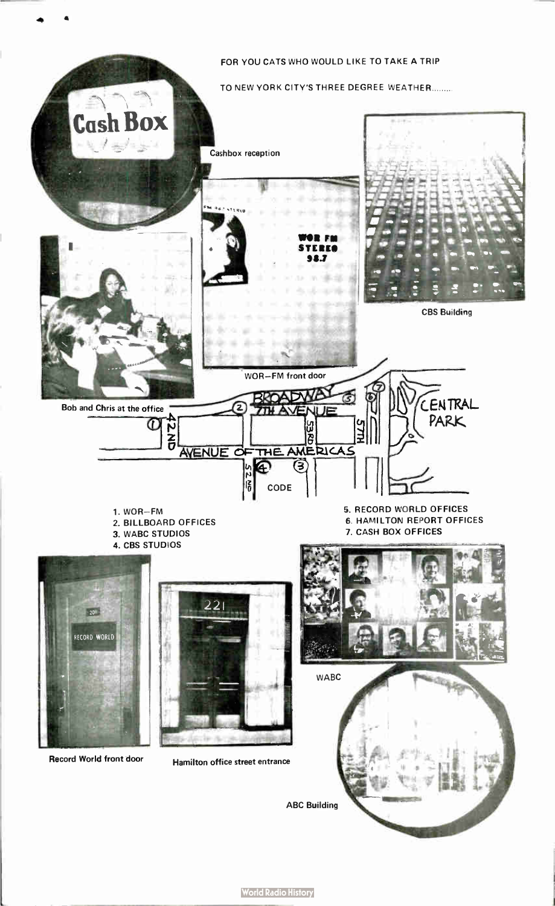FOR YOU CATS WHO WOULD LIKE TO TAKE A TRIP

TO NEW YORK CITY'S THREE DEGREE WEATHER........

Cashbox reception

CBS Building

WOR–FM front door

Bob and Chris at the office

1. WOR–FM
2. BILLBOARD OFFICES
3. WABC STUDIOS
4. CBS STUDIOS
5. RECORD WORLD OFFICES
6. HAMILTON REPORT OFFICES
7. CASH BOX OFFICES

WABC

Record World front door

Hamilton office street entrance

ABC Building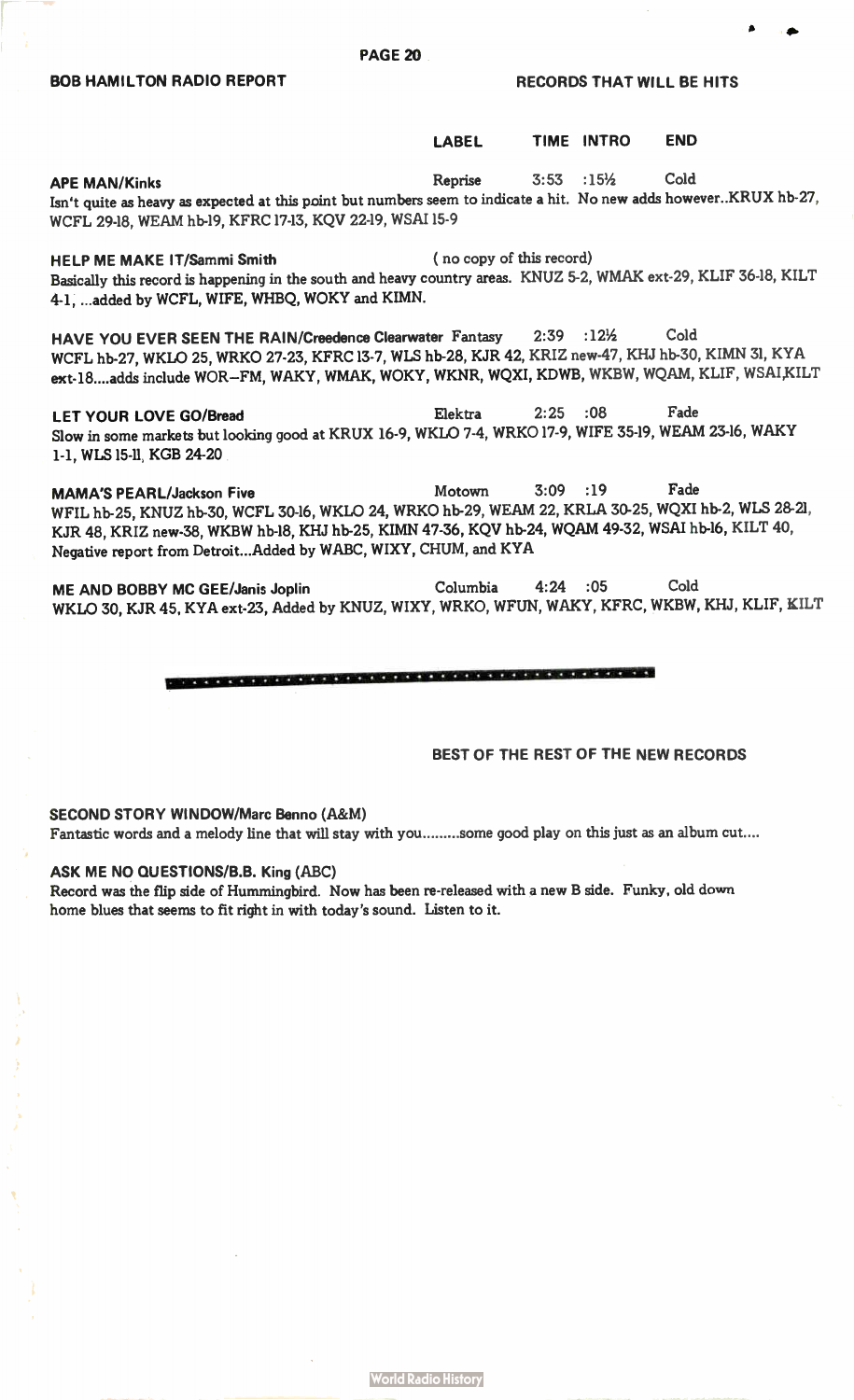**RECORDS THAT WILL BE HITS**

| | LABEL | TIME | INTRO | END |
|---|---|---|---|---|
| **APE MAN/Kinks** | Reprise | 3:53 | :15½ | Cold |

Isn't quite as heavy as expected at this point but numbers seem to indicate a hit. No new adds however..KRUX hb-27, WCFL 29-18, WEAM hb-19, KFRC 17-13, KQV 22-19, WSAI 15-9

**HELP ME MAKE IT/Sammi Smith** ( no copy of this record)

Basically this record is happening in the south and heavy country areas. KNUZ 5-2, WMAK ext-29, KLIF 36-18, KILT 4-1, ...added by WCFL, WIFE, WHBQ, WOKY and KIMN.

| | LABEL | TIME | INTRO | END |
|---|---|---|---|---|
| **HAVE YOU EVER SEEN THE RAIN/Creedence Clearwater** | Fantasy | 2:39 | :12½ | Cold |

WCFL hb-27, WKLO 25, WRKO 27-23, KFRC 13-7, WLS hb-28, KJR 42, KRIZ new-47, KHJ hb-30, KIMN 31, KYA ext-18....adds include WOR-FM, WAKY, WMAK, WOKY, WKNR, WQXI, KDWB, WKBW, WQAM, KLIF, WSAI,KILT

| | LABEL | TIME | INTRO | END |
|---|---|---|---|---|
| **LET YOUR LOVE GO/Bread** | Elektra | 2:25 | :08 | Fade |

Slow in some markets but looking good at KRUX 16-9, WKLO 7-4, WRKO 17-9, WIFE 35-19, WEAM 23-16, WAKY 1-1, WLS 15-11, KGB 24-20

| | LABEL | TIME | INTRO | END |
|---|---|---|---|---|
| **MAMA'S PEARL/Jackson Five** | Motown | 3:09 | :19 | Fade |

WFIL hb-25, KNUZ hb-30, WCFL 30-16, WKLO 24, WRKO hb-29, WEAM 22, KRLA 30-25, WQXI hb-2, WLS 28-21, KJR 48, KRIZ new-38, WKBW hb-18, KHJ hb-25, KIMN 47-36, KQV hb-24, WQAM 49-32, WSAI hb-16, KILT 40, Negative report from Detroit...Added by WABC, WIXY, CHUM, and KYA

| | LABEL | TIME | INTRO | END |
|---|---|---|---|---|
| **ME AND BOBBY MC GEE/Janis Joplin** | Columbia | 4:24 | :05 | Cold |

WKLO 30, KJR 45, KYA ext-23, Added by KNUZ, WIXY, WRKO, WFUN, WAKY, KFRC, WKBW, KHJ, KLIF, KILT

**BEST OF THE REST OF THE NEW RECORDS**

**SECOND STORY WINDOW/Marc Benno (A&M)**

Fantastic words and a melody line that will stay with you.........some good play on this just as an album cut....

**ASK ME NO QUESTIONS/B.B. King (ABC)**

Record was the flip side of Hummingbird. Now has been re-released with a new B side. Funky, old down home blues that seems to fit right in with today's sound. Listen to it.